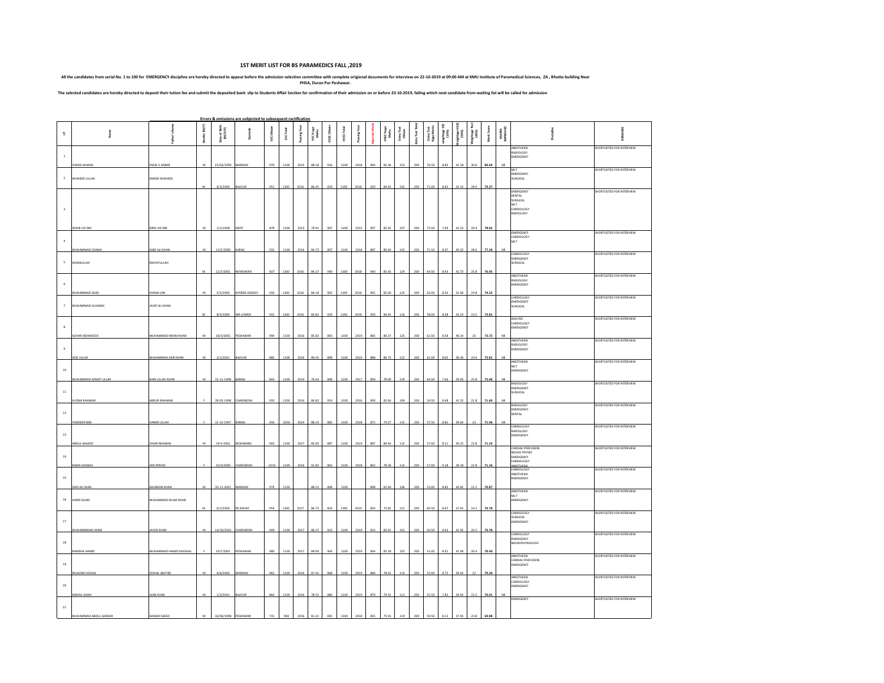# 1ST MERIT LIST FOR BS PARAMEDICS FALL ,2019

All the candidates from serial No. 1 to 100 for EMERGENCY discipline are hereby directed to appear before the admission selection committee with complete origional documents for interview on 22-10-2019 at 09:00 AM at KMU Institute of Paramedical Sciences, ZA , Bhutto building Near PHSA, Duran Pur Peshawar.

The selected candidates are hereby directed to deposit their tution fee and submit the deposited bank slip to Students Affair Section for confirmation of their admission on or before 23-10-2019, failing which next candidate from waiting list will be called for admission

Errors & omissions are subjected to subsequent ractification

| s# | Name | Father's Name | Gender (M/F) | Date of Birth (M/D/Y) | Domicile | SSC Obtain | SSC Total | Passing Year | SSC %age Marks | HSSC Obtain | HSSC Total | Passing Year | Adjusted Marks | HSSC %age Marks | Entry Test Obtain | Entry Test Total | Entry Test %age Marks | weightage SSC (10%) | Weightage HSSC (50%) | Weightage Test (40%) | Merit Score | MARKS IMPROVED | Discipline | REMARKS |
|---|---|---|---|---|---|---|---|---|---|---|---|---|---|---|---|---|---|---|---|---|---|---|---|---|
| 1 | OWAIS AHMAD | FAZAL E AKBAR | M | 25/03/1999 | MARDAN | 970 | 1100 | 2015 | 88.18 | 916 | 1100 | 2018 | 906 | 82.36 | 153 | 200 | 76.50 | 8.82 | 41.18 | 30.6 | 80.60 | MI | ANESTHESIA RADIOLOGY EMERGENCY | SHORTLISTED FOR INTERVIEW |
| 2 | SHAHEED ULLAH | AMEER SHAHEED | M | 6/3/2000 | BAJOUR | 951 | 1100 | 2016 | 86.45 | 929 | 1100 | 2018 | 929 | 84.45 | 142 | 200 | 71.00 | 8.65 | 42.23 | 28.4 | 79.27 | | MLT EMERGENCY SURGICAL | SHORTLISTED FOR INTERVIEW |
| 3 | IZHAR UD DIN | SIRAJ UD DIN | M | 1/1/1998 | SWAT | 879 | 1100 | 2013 | 79.91 | 907 | 1100 | 2015 | 907 | 82.45 | 147 | 200 | 73.50 | 7.99 | 41.23 | 29.4 | 78.62 | | EMERGENCY DENTAL SURGICAL MLT CARDIOLOGY RADIOLOGY | SHORTLISTED FOR INTERVIEW |
| 4 | MUHAMMAD OSAMA | SABZ ALI KHAN | M | 12/5/2000 | KARAK | 932 | 1100 | 2016 | 84.73 | 897 | 1100 | 2018 | 887 | 80.64 | 143 | 200 | 71.50 | 8.47 | 40.32 | 28.6 | 77.39 | MI | EMERGENCY CARDIOLOGY MLT | SHORTLISTED FOR INTERVIEW |
| 5 | IHSANULLAH | INAYATULLAH | M | 12/2/2001 | NOWSHERA | 927 | 1100 | 2016 | 84.27 | 940 | 1100 | 2018 | 940 | 85.45 | 129 | 200 | 64.50 | 8.43 | 42.73 | 25.8 | 76.95 | | CARDIOLOGY EMERGENCY SURGICAL | SHORTLISTED FOR INTERVIEW |
| 6 | MUHAMMAD SAJID | KHANA JAN | M | 5/5/2000 | KHYBER AGENCY | 926 | 1100 | 2016 | 84.18 | 902 | 1100 | 2018 | 902 | 82.00 | 124 | 200 | 62.00 | 8.42 | 41.00 | 24.8 | 74.22 | | ANESTHESIA RADIOLOGY EMERGENCY | SHORTLISTED FOR INTERVIEW |
| 7 | MUHAMMAD SULIMAN | JAVID ALI KHAN | M | 8/5/2000 | DIR LOWER | 922 | 1100 | 2016 | 83.82 | 929 | 1100 | 2018 | 929 | 84.45 | 116 | 200 | 58.00 | 8.38 | 42.23 | 23.2 | 73.81 | | CARDIOLOGY EMERGENCY SURGICAL | SHORTLISTED FOR INTERVIEW |
| 8 | AZHAR MEHMOOD | MUHAMMAD IKRAM KHAN | M | 18/3/2001 | PESHAWAR | 944 | 1100 | 2016 | 85.82 | 893 | 1100 | 2019 | 883 | 80.27 | 125 | 200 | 62.50 | 8.58 | 40.14 | 25 | 73.72 | MI | DIALYSIS CARDIOLOGY EMERGENCY | SHORTLISTED FOR INTERVIEW |
| 9 | AZIZ ULLAH | MUHAMMAD ZAIR KHAN | M | 2/1/2001 | BAJOUR | 885 | 1100 | 2016 | 80.45 | 898 | 1100 | 2019 | 888 | 80.73 | 122 | 200 | 61.00 | 8.05 | 40.36 | 24.4 | 72.81 | MI | ANESTHESIA RADIOLOGY EMERGENCY | SHORTLISTED FOR INTERVIEW |
| 10 | MUHAMMAD AZMAT ULLAH | KAIN ULLAH KHAN | M | 15-11-1998 | BANNU | 843 | 1100 | 2014 | 76.64 | 868 | 1100 | 2017 | 858 | 78.00 | 129 | 200 | 64.50 | 7.66 | 39.00 | 25.8 | 72.46 | MI | ANESTHESIA MLT EMERGENCY | SHORTLISTED FOR INTERVIEW |
| 11 | HUSNA RAHMAN | ABDUR RAHMAN | F | 28-02-1998 | CHARSADDA | 933 | 1100 | 2014 | 84.82 | 919 | 1100 | 2016 | 909 | 82.64 | 109 | 200 | 54.50 | 8.48 | 41.32 | 21.8 | 71.60 | MI | RADIOLOGY EMERGENCY SURGICAL | SHORTLISTED FOR INTERVIEW |
| 12 | YASMEEN BIBI | HAMID ULLAH | F | 15-12-1997 | BANNU | 926 | 1050 | 2014 | 88.19 | 882 | 1100 | 2018 | 872 | 79.27 | 115 | 200 | 57.50 | 8.82 | 39.64 | 23 | 71.46 | MI | RADIOLOGY EMERGENCY DENTAL | SHORTLISTED FOR INTERVIEW |
| 13 | ABDUL MAJEED | ZAHIR REHMAN | M | 19-9-2001 | MOHMAND | 903 | 1100 | 2017 | 82.09 | 887 | 1100 | 2019 | 887 | 80.64 | 114 | 200 | 57.00 | 8.21 | 40.32 | 22.8 | 71.33 | | CARDIOLOGY RADIOLOGY EMERGENCY | SHORTLISTED FOR INTERVIEW |
| 14 | RABIA SHAWAL | JAN PERVEZ | F | 10/4/2000 | CHARSADDA | 1010 | 1100 | 2016 | 91.82 | 862 | 1100 | 2018 | 862 | 78.36 | 114 | 200 | 57.00 | 9.18 | 39.18 | 22.8 | 71.16 | | CARDIAC PERFUSION NEURO PHYSIO EMERGENCY CARDIOLOGY ANESTHESIA | SHORTLISTED FOR INTERVIEW |
| 15 | SAID ALI SHAH | JEHANGIR KHAN | M | 20-11-2001 | MARDAN | 974 | 1100 | | 88.55 | 898 | 1100 | | 898 | 81.64 | 106 | 200 | 53.00 | 8.85 | 40.82 | 21.2 | 70.87 | | CARDIOLOGY ANESTHESIA EMERGENCY | SHORTLISTED FOR INTERVIEW |
| 16 | HARIS ISLAM | MUHAMMAD ISLAM KHAN | M | 6/1/2000 | FR KOHAT | 954 | 1100 | 2017 | 86.73 | 834 | 1100 | 2019 | 834 | 75.82 | 121 | 200 | 60.50 | 8.67 | 37.91 | 24.2 | 70.78 | | ANESTHESIA MLT EMERGENCY | SHORTLISTED FOR INTERVIEW |
| 17 | MUHAMMAD AMIN | JAVED KHAN | M | 14/10/2001 | CHARSADDA | 949 | 1100 | 2017 | 86.27 | 923 | 1100 | 2019 | 923 | 83.91 | 101 | 200 | 50.50 | 8.63 | 41.95 | 20.2 | 70.78 | | CARDIOLOGY SURGICAL EMERGENCY | SHORTLISTED FOR INTERVIEW |
| 18 | RAMSHA HAMID | MUHAMMAD HAMID MUGHAL | F | 19/7/2001 | PESHAWAR | 980 | 1100 | 2017 | 89.09 | 904 | 1100 | 2019 | 904 | 82.18 | 102 | 200 | 51.00 | 8.91 | 41.09 | 20.4 | 70.40 | | CARDIOLOGY EMERGENCY NEUROPHYSIOLOGY | SHORTLISTED FOR INTERVIEW |
| 19 | MUAZAM SOHAIL | SOHAIL AKHTER | M | 9/6/2000 | MARDAN | 962 | 1100 | 2016 | 87.45 | 868 | 1100 | 2019 | 868 | 78.91 | 110 | 200 | 55.00 | 8.75 | 39.45 | 22 | 70.20 | | ANESTHESIA CARDIAC PERFUSION EMERGENCY | SHORTLISTED FOR INTERVIEW |
| 20 | MIKAIL KHAN | AJAB KHAN | M | 1/3/2001 | BAJOUR | 864 | 1100 | 2016 | 78.55 | 889 | 1100 | 2019 | 879 | 79.91 | 111 | 200 | 55.50 | 7.85 | 39.95 | 22.2 | 70.01 | MI | ANESTHESIA CARDIOLOGY EMERGENCY | SHORTLISTED FOR INTERVIEW |
| 21 | MUHAMMAD ABDUL QADEER | AHMAD SAEED | M | 16/06/1998 | PESHAWAR | 731 | 900 | 2016 | 81.22 | 835 | 1100 | 2018 | 835 | 75.91 | 119 | 200 | 59.50 | 8.12 | 37.95 | 23.8 | 69.88 | | EMERGENCY | SHORTLISTED FOR INTERVIEW |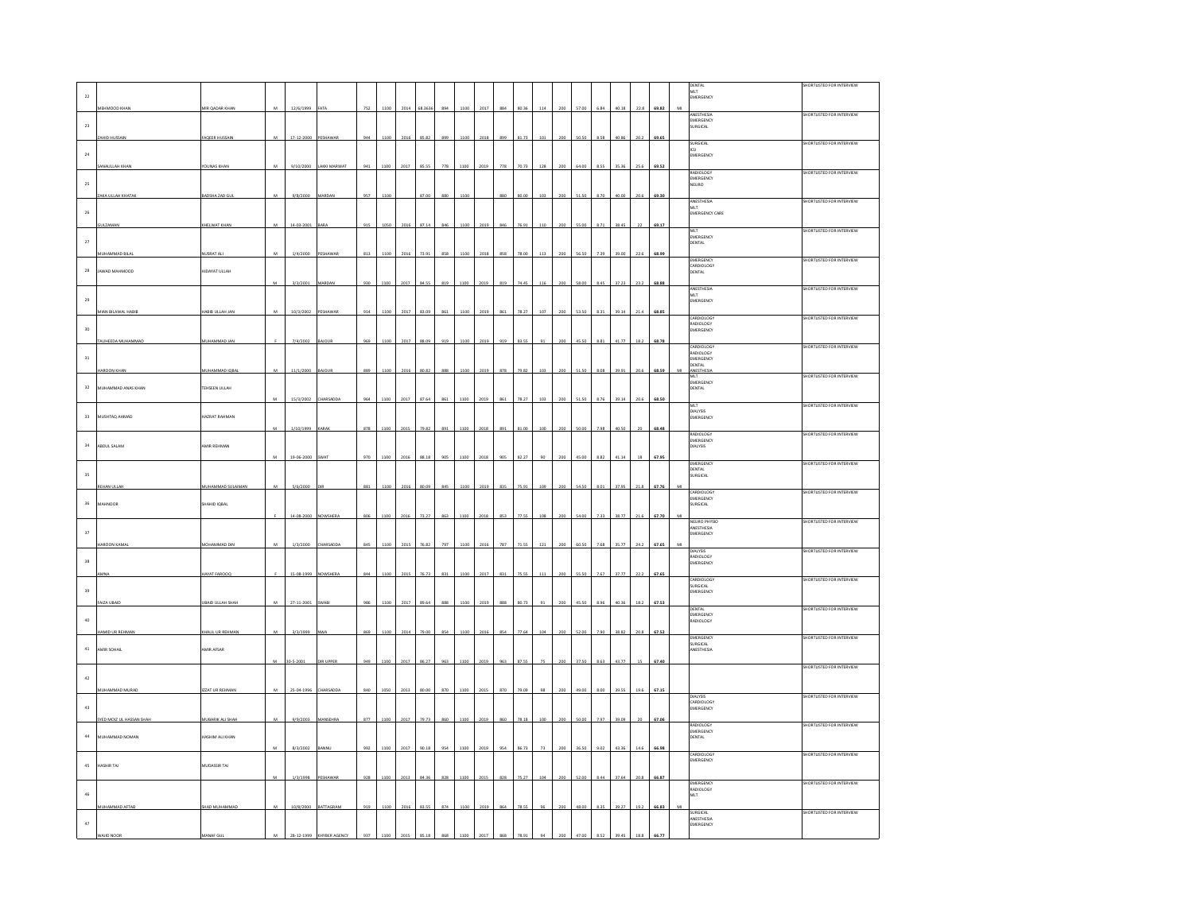| | | | | | | | | | | | | | | | | | | | | | | | | | |
|---|---|---|---|---|---|---|---|---|---|---|---|---|---|---|---|---|---|---|---|---|---|---|---|---|---|
| 22 | MEHMOOD KHAN | MIR QADAR KHAN | M | 12/6/1999 | FATA | 752 | 1100 | 2014 | 68.3636 | 884 | 1100 | 2017 | 884 | 80.36 | 114 | 200 | 57.00 | 6.84 | 40.18 | 22.8 | 69.82 | MI | DENTAL<br>MLT<br>EMERGENCY | SHORTLISTED FOR INTERVIEW |
| 23 | ZAHID HUSSAIN | FAQEER HUSSAIN | M | 17-12-2000 | PESHAWAR | 944 | 1100 | 2016 | 85.82 | 899 | 1100 | 2018 | 899 | 81.73 | 101 | 200 | 50.50 | 8.58 | 40.86 | 20.2 | 69.65 | | ANESTHESIA<br>EMERGENCY<br>SURGICAL | SHORTLISTED FOR INTERVIEW |
| 24 | SANAULLAH KHAN | YOUNAS KHAN | M | 9/10/2000 | LAKKI MARWAT | 941 | 1100 | 2017 | 85.55 | 778 | 1100 | 2019 | 778 | 70.73 | 128 | 200 | 64.00 | 8.55 | 35.36 | 25.6 | 69.52 | | SURGICAL<br>ICU<br>EMERGENCY | SHORTLISTED FOR INTERVIEW |
| 25 | ZAKA ULLAH KHATAK | BADSHA ZAD GUL | M | 8/8/2000 | MARDAN | 957 | 1100 | | 87.00 | 880 | 1100 | | 880 | 80.00 | 103 | 200 | 51.50 | 8.70 | 40.00 | 20.6 | 69.30 | | RADIOLOGY<br>EMERGENCY<br>NEURO | SHORTLISTED FOR INTERVIEW |
| 26 | GULZAMAN | KHELWAT KHAN | M | 14-03-2001 | BARA | 915 | 1050 | 2016 | 87.14 | 846 | 1100 | 2019 | 846 | 76.91 | 110 | 200 | 55.00 | 8.71 | 38.45 | 22 | 69.17 | | ANESTHESIA<br>MLT<br>EMERGENCY CARE | SHORTLISTED FOR INTERVIEW |
| 27 | MUHAMMAD BILAL | NUSRAT ALI | M | 1/4/2000 | PESHAWAR | 813 | 1100 | 2016 | 73.91 | 858 | 1100 | 2018 | 858 | 78.00 | 113 | 200 | 56.50 | 7.39 | 39.00 | 22.6 | 68.99 | | MLT<br>EMERGENCY<br>DENTAL | SHORTLISTED FOR INTERVIEW |
| 28 | JAWAD MAHMOOD | HIDAYAT ULLAH | M | 3/3/2001 | MARDAN | 930 | 1100 | 2017 | 84.55 | 819 | 1100 | 2019 | 819 | 74.45 | 116 | 200 | 58.00 | 8.45 | 37.23 | 23.2 | 68.88 | | EMERGENCY<br>CARDIOLOGY<br>DENTAL | SHORTLISTED FOR INTERVIEW |
| 29 | MIAN BILAWAL HABIB | HABIB ULLAH JAN | M | 10/3/2002 | PESHAWAR | 914 | 1100 | 2017 | 83.09 | 861 | 1100 | 2019 | 861 | 78.27 | 107 | 200 | 53.50 | 8.31 | 39.14 | 21.4 | 68.85 | | ANESTHESIA<br>MLT<br>EMERGENCY | SHORTLISTED FOR INTERVIEW |
| 30 | TAUHEEDA MUHAMMAD | MUHAMMAD JAN | F | 7/4/2002 | BAJOUR | 969 | 1100 | 2017 | 88.09 | 919 | 1100 | 2019 | 919 | 83.55 | 91 | 200 | 45.50 | 8.81 | 41.77 | 18.2 | 68.78 | | CARDIOLOGY<br>RADIOLOGY<br>EMERGENCY | SHORTLISTED FOR INTERVIEW |
| 31 | HAROON KHAN | MUHAMMAD IQBAL | M | 11/1/2000 | BAJOUR | 889 | 1100 | 2016 | 80.82 | 888 | 1100 | 2019 | 878 | 79.82 | 103 | 200 | 51.50 | 8.08 | 39.91 | 20.6 | 68.59 | MI | CARDIOLOGY<br>RADIOLOGY<br>EMERGENCY<br>DENTAL<br>ANESTHESIA | SHORTLISTED FOR INTERVIEW |
| 32 | MUHAMMAD ANAS KHAN | TEHSEEN ULLAH | M | 15/3/2002 | CHARSADDA | 964 | 1100 | 2017 | 87.64 | 861 | 1100 | 2019 | 861 | 78.27 | 103 | 200 | 51.50 | 8.76 | 39.14 | 20.6 | 68.50 | | MLT<br>EMERGENCY<br>DENTAL | SHORTLISTED FOR INTERVIEW |
| 33 | MUSHTAQ AHMAD | HAZRAT RAHMAN | M | 1/10/1999 | KARAK | 878 | 1100 | 2015 | 79.82 | 891 | 1100 | 2018 | 891 | 81.00 | 100 | 200 | 50.00 | 7.98 | 40.50 | 20 | 68.48 | | MLT<br>DIALYSIS<br>EMERGENCY | SHORTLISTED FOR INTERVIEW |
| 34 | ABDUL SALAM | AMIR REHMAN | M | 19-06-2000 | SWAT | 970 | 1100 | 2016 | 88.18 | 905 | 1100 | 2018 | 905 | 82.27 | 90 | 200 | 45.00 | 8.82 | 41.14 | 18 | 67.95 | | RADIOLOGY<br>EMERGENCY<br>DIALYSIS | SHORTLISTED FOR INTERVIEW |
| 35 | REHAN ULLAH | MUHAMMAD SULAIMAN | M | 5/6/2000 | DIR | 881 | 1100 | 2016 | 80.09 | 845 | 1100 | 2019 | 835 | 75.91 | 109 | 200 | 54.50 | 8.01 | 37.95 | 21.8 | 67.76 | MI | EMERGENCY<br>DENTAL<br>SURGICAL | SHORTLISTED FOR INTERVIEW |
| 36 | MAHNOOR | SHAHID IQBAL | F | 14-08-2000 | NOWSHERA | 806 | 1100 | 2016 | 73.27 | 863 | 1100 | 2018 | 853 | 77.55 | 108 | 200 | 54.00 | 7.33 | 38.77 | 21.6 | 67.70 | MI | CARDIOLOGY<br>EMERGENCY<br>SURGICAL | SHORTLISTED FOR INTERVIEW |
| 37 | HAROON KAMAL | MOHAMMAD DIN | M | 1/3/2000 | CHARSADDA | 845 | 1100 | 2015 | 76.82 | 797 | 1100 | 2016 | 787 | 71.55 | 121 | 200 | 60.50 | 7.68 | 35.77 | 24.2 | 67.65 | MI | NEURO PHYSIO<br>ANESTHESIA<br>EMERGENCY | SHORTLISTED FOR INTERVIEW |
| 38 | AMNA | HAYAT FAROOQ | F | 15-08-1999 | NOWSHERA | 844 | 1100 | 2015 | 76.73 | 831 | 1100 | 2017 | 831 | 75.55 | 111 | 200 | 55.50 | 7.67 | 37.77 | 22.2 | 67.65 | | DIALYSIS<br>RADIOLOGY<br>EMERGENCY | SHORTLISTED FOR INTERVIEW |
| 39 | FAIZA UBAID | UBAID ULLAH SHAH | M | 27-11-2001 | SWABI | 986 | 1100 | 2017 | 89.64 | 888 | 1100 | 2019 | 888 | 80.73 | 91 | 200 | 45.50 | 8.96 | 40.36 | 18.2 | 67.53 | | CARDIOLOGY<br>SURGICAL<br>EMERGENCY | SHORTLISTED FOR INTERVIEW |
| 40 | HAMID UR REHMAN | KHALIL UR REHMAN | M | 3/3/1999 | MWA | 869 | 1100 | 2014 | 79.00 | 854 | 1100 | 2016 | 854 | 77.64 | 104 | 200 | 52.00 | 7.90 | 38.82 | 20.8 | 67.52 | | DENTAL<br>EMERGENCY<br>RADIOLOGY | SHORTLISTED FOR INTERVIEW |
| 41 | AMIR SOHAIL | AMIR AFSAR | M | 30-5-2001 | DIR UPPER | 949 | 1100 | 2017 | 86.27 | 963 | 1100 | 2019 | 963 | 87.55 | 75 | 200 | 37.50 | 8.63 | 43.77 | 15 | 67.40 | | EMERGENCY<br>SURGICAL<br>ANESTHESIA | SHORTLISTED FOR INTERVIEW |
| 42 | MUHAMMAD MURAD | IZZAT UR REHMAN | M | 25-04-1996 | CHARSADDA | 840 | 1050 | 2013 | 80.00 | 870 | 1100 | 2015 | 870 | 79.09 | 98 | 200 | 49.00 | 8.00 | 39.55 | 19.6 | 67.15 | | | SHORTLISTED FOR INTERVIEW |
| 43 | SYED MOIZ UL HASSAN SHAH | MUBARIK ALI SHAH | M | 9/9/2003 | MANSEHRA | 877 | 1100 | 2017 | 79.73 | 860 | 1100 | 2019 | 860 | 78.18 | 100 | 200 | 50.00 | 7.97 | 39.09 | 20 | 67.06 | | DIALYSIS<br>CARDIOLOGY<br>EMERGENCY | SHORTLISTED FOR INTERVIEW |
| 44 | MUHAMMAD NOMAN | HASHIM ALI KHAN | M | 8/3/2002 | BANNU | 992 | 1100 | 2017 | 90.18 | 954 | 1100 | 2019 | 954 | 86.73 | 73 | 200 | 36.50 | 9.02 | 43.36 | 14.6 | 66.98 | | RADIOLOGY<br>EMERGENCY<br>DENTAL | SHORTLISTED FOR INTERVIEW |
| 45 | HASHIR TAJ | MUDASSIR TAJ | M | 1/3/1998 | PESHAWAR | 928 | 1100 | 2013 | 84.36 | 828 | 1100 | 2015 | 828 | 75.27 | 104 | 200 | 52.00 | 8.44 | 37.64 | 20.8 | 66.87 | | CARDIOLOGY<br>EMERGENCY | SHORTLISTED FOR INTERVIEW |
| 46 | MUHAMMAD AFTAB | SHAD MUHAMMAD | M | 10/8/2000 | BATTAGRAM | 919 | 1100 | 2016 | 83.55 | 874 | 1100 | 2019 | 864 | 78.55 | 96 | 200 | 48.00 | 8.35 | 39.27 | 19.2 | 66.83 | MI | EMERGENCY<br>RADIOLOGY<br>MLT | SHORTLISTED FOR INTERVIEW |
| 47 | WAJID NOOR | MANAF GUL | M | 28-12-1999 | KHYBER AGENCY | 937 | 1100 | 2015 | 85.18 | 868 | 1100 | 2017 | 868 | 78.91 | 94 | 200 | 47.00 | 8.52 | 39.45 | 18.8 | 66.77 | | SURGICAL<br>ANESTHESIA<br>EMERGENCY | SHORTLISTED FOR INTERVIEW |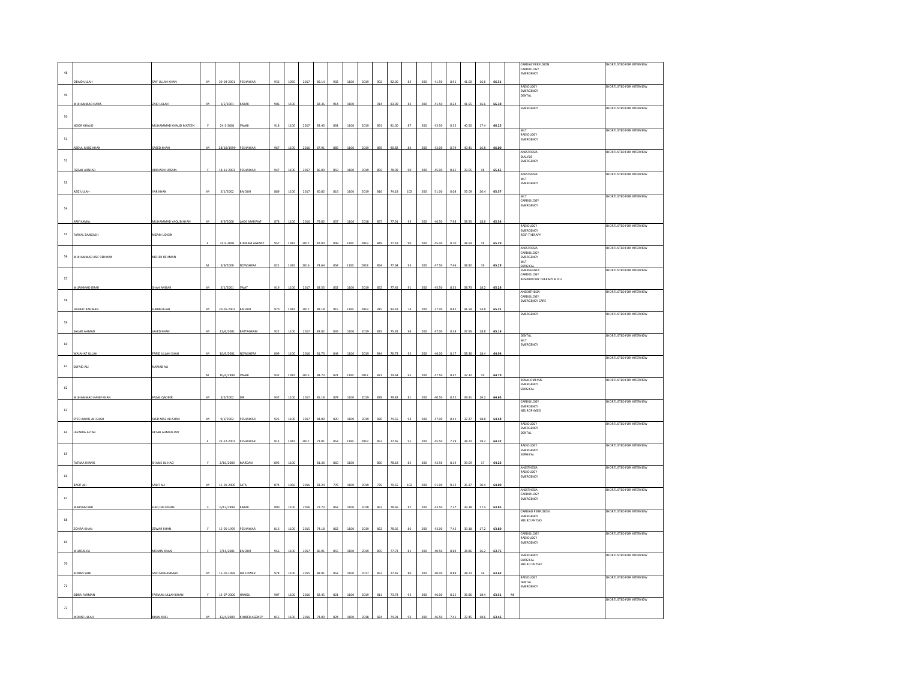| 48 | OBAID ULLAH | SAIF ULLAH KHAN | M | 29-04-2001 | PESHAWAR | 936 | 1050 | 2017 | 89.14 | 902 | 1100 | 2019 | 902 | 82.00 | 83 | 200 | 41.50 | 8.91 | 41.00 | 16.6 | 66.51 | | CARDIAC PERFUSION<br>CARDIOLOGY<br>EMERGENCY | SHORTLISTED FOR INTERVIEW |
|---|---|---|---|---|---|---|---|---|---|---|---|---|---|---|---|---|---|---|---|---|---|---|---|---|
| 49 | MUHAMMAD HARIS | ZAID ULLAH | M | 1/5/2001 | KARAK | 906 | 1100 | | 82.36 | 914 | 1100 | | 914 | 83.09 | 83 | 200 | 41.50 | 8.24 | 41.55 | 16.6 | 66.38 | | RADIOLOGY<br>EMERGENCY<br>DENTAL | SHORTLISTED FOR INTERVIEW |
| 50 | NOOR KHALID | MUHAMMAD KHALID MATEEN | F | 24-2-2001 | SWABI | 918 | 1100 | 2017 | 83.45 | 891 | 1100 | 2019 | 891 | 81.00 | 87 | 200 | 43.50 | 8.35 | 40.50 | 17.4 | 66.25 | | EMERGENCY | SHORTLISTED FOR INTERVIEW |
| 51 | ABDUL MOIZ KHAN | SAEED KHAN | M | 28/10/1999 | PESHAWAR | 967 | 1100 | 2016 | 87.91 | 889 | 1100 | 2019 | 889 | 80.82 | 84 | 200 | 42.00 | 8.79 | 40.41 | 16.8 | 66.00 | | MLT<br>RADIOLOGY<br>EMERGENCY | SHORTLISTED FOR INTERVIEW |
| 52 | FIZZAH ARSHAD | ARSHAD HUSSAIN | F | 18-11-2001 | PESHAWAR | 947 | 1100 | 2017 | 86.09 | 859 | 1100 | 2019 | 859 | 78.09 | 90 | 200 | 45.00 | 8.61 | 39.05 | 18 | 65.65 | | ANESTHESIA<br>DIALYSIS<br>EMERGENCY | SHORTLISTED FOR INTERVIEW |
| 53 | AZIZ ULLAH | YAR KHAN | M | 5/1/2002 | BAJOUR | 889 | 1100 | 2017 | 80.82 | 816 | 1100 | 2019 | 816 | 74.18 | 102 | 200 | 51.00 | 8.08 | 37.09 | 20.4 | 65.57 | | ANESTHESIA<br>MLT<br>EMERGENCY | SHORTLISTED FOR INTERVIEW |
| 54 | ARIF KAMAL | MUHAMMAD YAQUB KHAN | M | 9/9/2000 | LAKKI MARWAT | 878 | 1100 | 2016 | 79.82 | 857 | 1100 | 2018 | 857 | 77.91 | 93 | 200 | 46.50 | 7.98 | 38.95 | 18.6 | 65.54 | | MLT<br>CARDIOLOGY<br>EMERGENCY | SHORTLISTED FOR INTERVIEW |
| 55 | FARYAL BANGASH | NIZAM UD DIN | F | 25-9-2001 | KURRAM AGENCY | 957 | 1100 | 2017 | 87.00 | 849 | 1100 | 2019 | 849 | 77.18 | 90 | 200 | 45.00 | 8.70 | 38.59 | 18 | 65.29 | | RADIOLOGY<br>EMERGENCY<br>RESP THERAPY | SHORTLISTED FOR INTERVIEW |
| 56 | MUHAMMAD ASIF REHMAN | MEHER REHMAN | M | 3/9/2000 | NOWSHERA | 821 | 1100 | 2016 | 74.64 | 854 | 1100 | 2018 | 854 | 77.64 | 95 | 200 | 47.50 | 7.46 | 38.82 | 19 | 65.28 | | ANESTHESIA<br>CARDIOLOGY<br>EMERGENCY<br>MLT<br>SURGICAL | SHORTLISTED FOR INTERVIEW |
| 57 | MUAMMAD ISRAR | SHAH AMBAR | M | 5/1/2001 | SWAT | 919 | 1100 | 2017 | 83.55 | 852 | 1100 | 2019 | 852 | 77.45 | 91 | 200 | 45.50 | 8.35 | 38.73 | 18.2 | 65.28 | | EMEREGENCY<br>CARDIOLOGY<br>RESPIRATORY THERAPY & ICU | SHORTLISTED FOR INTERVIEW |
| 58 | HAZRAT RAHMAN | HABIBULLAH | M | 20-01-2002 | BAJOUR | 970 | 1100 | 2017 | 88.18 | 915 | 1100 | 2019 | 915 | 83.18 | 74 | 200 | 37.00 | 8.82 | 41.59 | 14.8 | 65.21 | | ANESHTHESIA<br>CARDIOLOGY<br>EMERGENCY CARE | SHORTLISTED FOR INTERVIEW |
| 59 | SAJJAD AHMAD | JAVED KHAN | M | 12/6/2001 | BATTAGRAM | 922 | 1100 | 2017 | 83.82 | 835 | 1100 | 2019 | 835 | 75.91 | 94 | 200 | 47.00 | 8.38 | 37.95 | 18.8 | 65.14 | | EMERGENCY | SHORTLISTED FOR INTERVIEW |
| 60 | WAJAHAT ULLAH | FARID ULLAH SHAH | M | 10/6/2001 | NOWSHERA | 899 | 1100 | 2016 | 81.73 | 844 | 1100 | 2019 | 844 | 76.73 | 92 | 200 | 46.00 | 8.17 | 38.36 | 18.4 | 64.94 | | DENTAL<br>MLT<br>EMERGENCY | SHORTLISTED FOR INTERVIEW |
| 61 | SUFAID ALI | NAWAB ALI | M | 10/4/1999 | SWABI | 932 | 1100 | 2015 | 84.73 | 821 | 1100 | 2017 | 821 | 74.64 | 95 | 200 | 47.50 | 8.47 | 37.32 | 19 | 64.79 | | | SHORTLISTED FOR INTERVIEW |
| 62 | MUHAMMAD HANIF KHAN | FAZAL QADEER | M | 5/2/2002 | DIR | 937 | 1100 | 2017 | 85.18 | 878 | 1100 | 2019 | 878 | 79.82 | 81 | 200 | 40.50 | 8.52 | 39.91 | 16.2 | 64.63 | | RENAL DIALYSIS<br>EMERGENCY<br>SURGICAL | SHORTLISTED FOR INTERVIEW |
| 63 | SYED AWAIS ALI SHAH | SYED NIAZ ALI SHAH | M | 9/1/2002 | PESHAWAR | 925 | 1100 | 2017 | 84.09 | 820 | 1100 | 2019 | 820 | 74.55 | 94 | 200 | 47.00 | 8.41 | 37.27 | 18.8 | 64.48 | | CARDIOLOGY<br>EMERGENCY<br>NEUROPHYSIO | SHORTLISTED FOR INTERVIEW |
| 64 | JAVARIA AFTAB | AFTAB AHMAD JAN | F | 22-12-2001 | PESHAWAR | 813 | 1100 | 2017 | 73.91 | 852 | 1100 | 2019 | 852 | 77.45 | 91 | 200 | 45.50 | 7.39 | 38.73 | 18.2 | 64.32 | | RADIOLOGY<br>EMERGENCY<br>DENTAL | SHORTLISTED FOR INTERVIEW |
| 65 | FATIMA SHAMS | SHAMS UL HAQ | F | 2/10/2000 | MARDAN | 895 | 1100 | | 81.36 | 860 | 1100 | | 860 | 78.18 | 85 | 200 | 42.50 | 8.14 | 39.09 | 17 | 64.23 | | RADIOLOGY<br>EMERGENCY<br>SURGICAL | SHORTLISTED FOR INTERVIEW |
| 66 | BASIT ALI | SABIT ALI | M | 15-01-2000 | FATA | 874 | 1050 | 2016 | 83.24 | 776 | 1100 | 2019 | 776 | 70.55 | 102 | 200 | 51.00 | 8.32 | 35.27 | 20.4 | 64.00 | | ANESTHESIA<br>RADIOLOGY<br>EMERGENCY | SHORTLISTED FOR INTERVIEW |
| 67 | MARYAM BIBI | HAQ DALI KHAN | F | 6/12/1999 | KARAK | 800 | 1100 | 2016 | 72.73 | 862 | 1100 | 2018 | 862 | 78.36 | 87 | 200 | 43.50 | 7.27 | 39.18 | 17.4 | 63.85 | | ANESTHESIA<br>CARDIOLOGY<br>EMERGENCY | SHORTLISTED FOR INTERVIEW |
| 68 | ZOHRA KHAN | ZEWAR KHAN | F | 15-05-1999 | PESHAWAR | 816 | 1100 | 2015 | 74.18 | 862 | 1100 | 2019 | 862 | 78.36 | 86 | 200 | 43.00 | 7.42 | 39.18 | 17.2 | 63.80 | | CARDIAD PERFUSION<br>EMERGENCY<br>NEURO PHYSIO | SHORTLISTED FOR INTERVIEW |
| 69 | MUZDALFA | MOMIN KHAN | F | 7/11/2001 | BAJOUR | 956 | 1100 | 2017 | 86.91 | 855 | 1100 | 2019 | 855 | 77.73 | 81 | 200 | 40.50 | 8.69 | 38.86 | 16.2 | 63.75 | | CARDIOLOGY<br>RADIOLOGY<br>EMERGENCY | SHORTLISTED FOR INTERVIEW |
| 70 | ADNAN SANI | SAID MUHAMMAD | M | 15-01-1999 | DIR LOWER | 978 | 1100 | 2015 | 88.91 | 852 | 1100 | 2017 | 852 | 77.45 | 80 | 200 | 40.00 | 8.89 | 38.73 | 16 | 63.62 | | EMERGENCY<br>SURGICAL<br>NEURO PHYSIO | SHORTLISTED FOR INTERVIEW |
| 71 | SIDRA FARMAN | FARMAN ULLAH KHAN | F | 13-07-2000 | HANGU | 907 | 1100 | 2016 | 82.45 | 821 | 1100 | 2019 | 811 | 73.73 | 92 | 200 | 46.00 | 8.25 | 36.86 | 18.4 | 63.51 | MI | RADIOLOGY<br>DENTAL<br>EMERGENCY | SHORTLISTED FOR INTERVIEW |
| 72 | MOHIB ULLAH | KHAN KHEL | M | 12/4/2000 | KHYBER AGENCY | 815 | 1100 | 2016 | 74.09 | 824 | 1100 | 2018 | 824 | 74.91 | 93 | 200 | 46.50 | 7.41 | 37.45 | 18.6 | 63.46 | | | SHORTLISTED FOR INTERVIEW |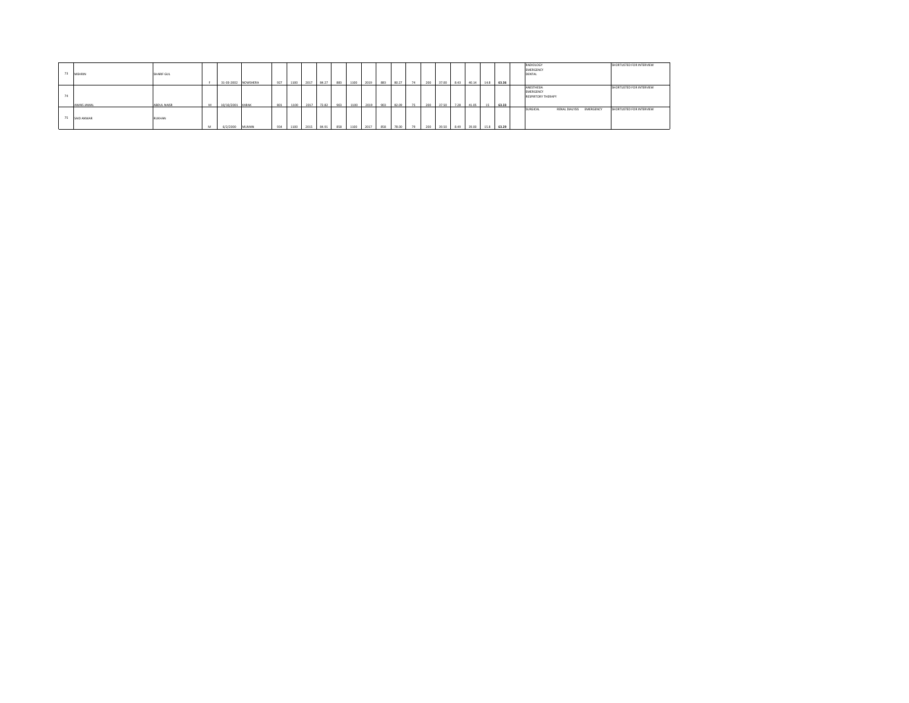| | | | | | | | | | | | | | | | | | | | | | | | | | | |
|---|---|---|---|---|---|---|---|---|---|---|---|---|---|---|---|---|---|---|---|---|---|---|---|---|---|---|
| 73 | MEHRIN | SHARIF GUL | F | 31-03-2002 | NOWSHERA | 927 | 1100 | 2017 | 84.27 | 883 | 1100 | 2019 | 883 | 80.27 | 74 | 200 | 37.00 | 8.43 | 40.14 | 14.8 | **63.36** | | RADIOLOGY<br>EMERGENCY<br>DENTAL | SHORTLISTED FOR INTERVIEW |
| 74 | AWAIS JAMAL | ABDUL NASIR | M | 10/10/2001 | KARAK | 801 | 1100 | 2017 | 72.82 | 903 | 1100 | 2019 | 903 | 82.09 | 75 | 200 | 37.50 | 7.28 | 41.05 | 15 | **63.33** | | ANESTHESIA<br>EMERGENCY<br>RESPIRATORY THERAPY | SHORTLISTED FOR INTERVIEW |
| 75 | SAID ANWAR | RUKHAN | M | 6/2/2000 | MURAN | 934 | 1100 | 2015 | 84.91 | 858 | 1100 | 2017 | 858 | 78.00 | 79 | 200 | 39.50 | 8.49 | 39.00 | 15.8 | **63.29** | | SURGICAL RENAL DIALYSIS EMERGENCY | SHORTLISTED FOR INTERVIEW |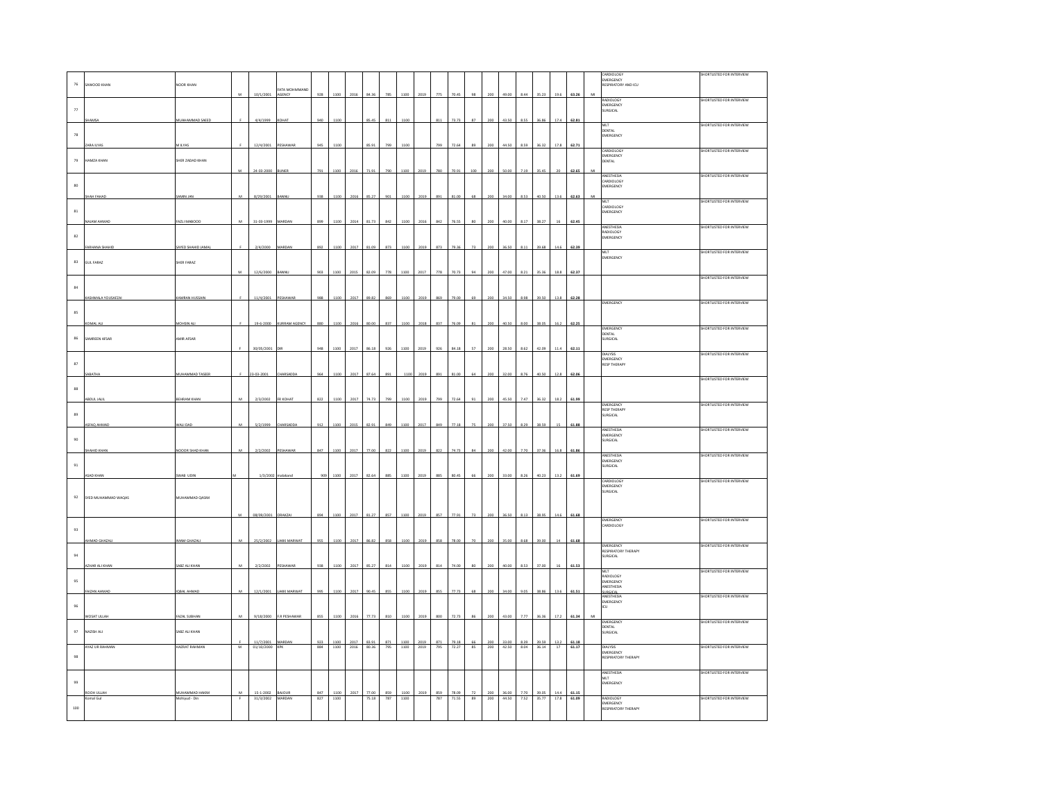| | | | | | | | | | | | | | | | | | | | | | | | | | |
|---|---|---|---|---|---|---|---|---|---|---|---|---|---|---|---|---|---|---|---|---|---|---|---|---|---|
| 76 | SAWOOD KHAN | NOOR KHAN | M | 10/1/2001 | FATA MOHMMAND AGENCY | 928 | 1100 | 2016 | 84.36 | 785 | 1100 | 2019 | 775 | 70.45 | 98 | 200 | 49.00 | 8.44 | 35.23 | 19.6 | 63.26 | MI | CARDIOLOGY EMERGENCY RESPIRATORY AND ICU | SHORTLISTED FOR INTERVIEW |
| 77 | SHAMSA | MUHAMMAD SAEED | F | 4/4/1999 | KOHAT | 940 | 1100 | | 85.45 | 811 | 1100 | | 811 | 73.73 | 87 | 200 | 43.50 | 8.55 | 36.86 | 17.4 | 62.81 | | RADIOLOGY EMERGENCY SURGICAL | SHORTLISTED FOR INTERVIEW |
| 78 | ZARA ILYAS | M ILYAS | F | 12/4/2001 | PESHAWAR | 945 | 1100 | | 85.91 | 799 | 1100 | | 799 | 72.64 | 89 | 200 | 44.50 | 8.59 | 36.32 | 17.8 | 62.71 | | MLT DENTAL EMERGENCY | SHORTLISTED FOR INTERVIEW |
| 79 | HAMZA KHAN | SHER ZADAD KHAN | M | 24-03-2000 | BUNER | 791 | 1100 | 2016 | 71.91 | 790 | 1100 | 2019 | 780 | 70.91 | 100 | 200 | 50.00 | 7.19 | 35.45 | 20 | 62.65 | MI | CARDIOLOGY EMERGENCY DENTAL | SHORTLISTED FOR INTERVIEW |
| 80 | SHAH FAHAD | SAMIN JAN | M | 8/29/2001 | BANNU | 938 | 1100 | 2016 | 85.27 | 901 | 1100 | 2019 | 891 | 81.00 | 68 | 200 | 34.00 | 8.53 | 40.50 | 13.6 | 62.63 | MI | ANESTHESIA CARDIOLOGY EMERGENCY | SHORTLISTED FOR INTERVIEW |
| 81 | NAJAM AHMAD | FAZLI MABOOD | M | 31-03-1999 | MARDAN | 899 | 1100 | 2014 | 81.73 | 842 | 1100 | 2016 | 842 | 76.55 | 80 | 200 | 40.00 | 8.17 | 38.27 | 16 | 62.45 | | MLT CARDIOLOGY EMERGENCY | SHORTLISTED FOR INTERVIEW |
| 82 | FARHANA SHAHID | SAYED SHAHID JAMAL | F | 2/4/2000 | MARDAN | 892 | 1100 | 2017 | 81.09 | 873 | 1100 | 2019 | 873 | 79.36 | 73 | 200 | 36.50 | 8.11 | 39.68 | 14.6 | 62.39 | | ANESTHESIA RADIOLOGY EMERGENCY | SHORTLISTED FOR INTERVIEW |
| 83 | GUL FARAZ | SHER FARAZ | M | 12/6/2000 | BANNU | 903 | 1100 | 2015 | 82.09 | 778 | 1100 | 2017 | 778 | 70.73 | 94 | 200 | 47.00 | 8.21 | 35.36 | 18.8 | 62.37 | | MLT EMERGENCY | SHORTLISTED FOR INTERVIEW |
| 84 | RASHMALA YOUSAFZAI | KAMRAN HUSSAIN | F | 11/4/2001 | PESHAWAR | 988 | 1100 | 2017 | 89.82 | 869 | 1100 | 2019 | 869 | 79.00 | 69 | 200 | 34.50 | 8.98 | 39.50 | 13.8 | 62.28 | | | SHORTLISTED FOR INTERVIEW |
| 85 | KOMAL ALI | MOHSIN ALI | F | 19-6-2000 | KURRAM AGENCY | 880 | 1100 | 2016 | 80.00 | 837 | 1100 | 2018 | 837 | 76.09 | 81 | 200 | 40.50 | 8.00 | 38.05 | 16.2 | 62.25 | | EMERGENCY | SHORTLISTED FOR INTERVIEW |
| 86 | SAMREEN AFSAR | AMIR AFSAR | F | 30/05/2001 | DIR | 948 | 1100 | 2017 | 86.18 | 926 | 1100 | 2019 | 926 | 84.18 | 57 | 200 | 28.50 | 8.62 | 42.09 | 11.4 | 62.11 | | EMERGENCY DENTAL SURGICAL | SHORTLISTED FOR INTERVIEW |
| 87 | SABATHA | MUHAMMAD TASEER | F | 23-03-2001 | CHARSADDA | 964 | 1100 | 2017 | 87.64 | 891 | 1100 | 2019 | 891 | 81.00 | 64 | 200 | 32.00 | 8.76 | 40.50 | 12.8 | 62.06 | | DIALYSIS EMERGENCY RESP THERAPY | SHORTLISTED FOR INTERVIEW |
| 88 | ABDUL JALIL | BEHRAM KHAN | M | 2/3/2002 | FR KOHAT | 822 | 1100 | 2017 | 74.73 | 799 | 1100 | 2019 | 799 | 72.64 | 91 | 200 | 45.50 | 7.47 | 36.32 | 18.2 | 61.99 | | | SHORTLISTED FOR INTERVIEW |
| 89 | ASFAQ AHMAD | WALI DAD | M | 5/2/1999 | CHARSADDA | 912 | 1100 | 2015 | 82.91 | 849 | 1100 | 2017 | 849 | 77.18 | 75 | 200 | 37.50 | 8.29 | 38.59 | 15 | 61.88 | | EMERGENCY RESP THERAPY SURGICAL | SHORTLISTED FOR INTERVIEW |
| 90 | SHAHID KHAN | NOOOR SHAD KHAN | M | 2/2/2002 | PESHAWAR | 847 | 1100 | 2017 | 77.00 | 822 | 1100 | 2019 | 822 | 74.73 | 84 | 200 | 42.00 | 7.70 | 37.36 | 16.8 | 61.86 | | ANESTHESIA EMERGENCY SURGICAL | SHORTLISTED FOR INTERVIEW |
| 91 | ASAD KHAN | SWAB UDIN | M | 1/3/2002 | malakand | 909 | 1100 | 2017 | 82.64 | 885 | 1100 | 2019 | 885 | 80.45 | 66 | 200 | 33.00 | 8.26 | 40.23 | 13.2 | 61.69 | | ANESTHESIA EMERGENCY SURGICAL | SHORTLISTED FOR INTERVIEW |
| 92 | SYED MUHAMMAD WAQAS | MUHAMMAD QASIM | M | 08/09/2001 | ORAKZAI | 894 | 1100 | 2017 | 81.27 | 857 | 1100 | 2019 | 857 | 77.91 | 73 | 200 | 36.50 | 8.13 | 38.95 | 14.6 | 61.68 | | CARDIOLOGY EMERGENCY SURGICAL | SHORTLISTED FOR INTERVIEW |
| 93 | AHMAD GHAZALI | IMAM GHAZALI | M | 25/2/2002 | LAKKI MARWAT | 955 | 1100 | 2017 | 86.82 | 858 | 1100 | 2019 | 858 | 78.00 | 70 | 200 | 35.00 | 8.68 | 39.00 | 14 | 61.68 | | EMERGENCY CARDIOLOGY | SHORTLISTED FOR INTERVIEW |
| 94 | AZHAR ALI KHAN | SABZ ALI KHAN | M | 2/2/2002 | PESHAWAR | 938 | 1100 | 2017 | 85.27 | 814 | 1100 | 2019 | 814 | 74.00 | 80 | 200 | 40.00 | 8.53 | 37.00 | 16 | 61.53 | | EMERGENCY RESPIRATORY THERAPY SURGICAL | SHORTLISTED FOR INTERVIEW |
| 95 | FAIZAN AHMAD | IQBAL AHMAD | M | 12/1/2001 | LAKKI MARWAT | 995 | 1100 | 2017 | 90.45 | 855 | 1100 | 2019 | 855 | 77.73 | 68 | 200 | 34.00 | 9.05 | 38.86 | 13.6 | 61.51 | | MLT RADIOLOGY EMERGENCY ANESTHESIA SURGICAL | SHORTLISTED FOR INTERVIEW |
| 96 | WOSAT ULLAH | FAZAL SUBHAN | M | 9/18/2000 | F.R PESHAWAR | 855 | 1100 | 2016 | 77.73 | 810 | 1100 | 2019 | 800 | 72.73 | 86 | 200 | 43.00 | 7.77 | 36.36 | 17.2 | 61.34 | MI | ANESTHESIA EMERGENCY ICU | SHORTLISTED FOR INTERVIEW |
| 97 | NAZISH ALI | SABZ ALI KHAN | F | 11/7/2001 | MARDAN | 923 | 1100 | 2017 | 83.91 | 871 | 1100 | 2019 | 871 | 79.18 | 66 | 200 | 33.00 | 8.39 | 39.59 | 13.2 | 61.18 | | EMERGENCY DENTAL SURGICAL | SHORTLISTED FOR INTERVIEW |
| 98 | AYAZ UR RAHMAN | HAZRAT RAHMAN | M | 01/10/2000 | KPK | 884 | 1100 | 2016 | 80.36 | 795 | 1100 | 2019 | 795 | 72.27 | 85 | 200 | 42.50 | 8.04 | 36.14 | 17 | 61.17 | | DIALYSIS EMERGENCY RESPIRATORY THERAPY | SHORTLISTED FOR INTERVIEW |
| 99 | ROOH ULLAH | MUHAMMAD HAKIM | M | 15-1-2002 | BAJOUR | 847 | 1100 | 2017 | 77.00 | 859 | 1100 | 2019 | 859 | 78.09 | 72 | 200 | 36.00 | 7.70 | 39.05 | 14.4 | 61.15 | | ANESTHESIA MLT EMERGENCY | SHORTLISTED FOR INTERVIEW |
| 100 | Komal Gul | Mohiyud - Din | F | 31/3/2002 | MARDAN | 827 | 1100 | | 75.18 | 787 | 1100 | | 787 | 71.55 | 89 | 200 | 44.50 | 7.52 | 35.77 | 17.8 | 61.09 | | RADIOLOGY EMERGENCY RESPIRATORY THERAPY | SHORTLISTED FOR INTERVIEW |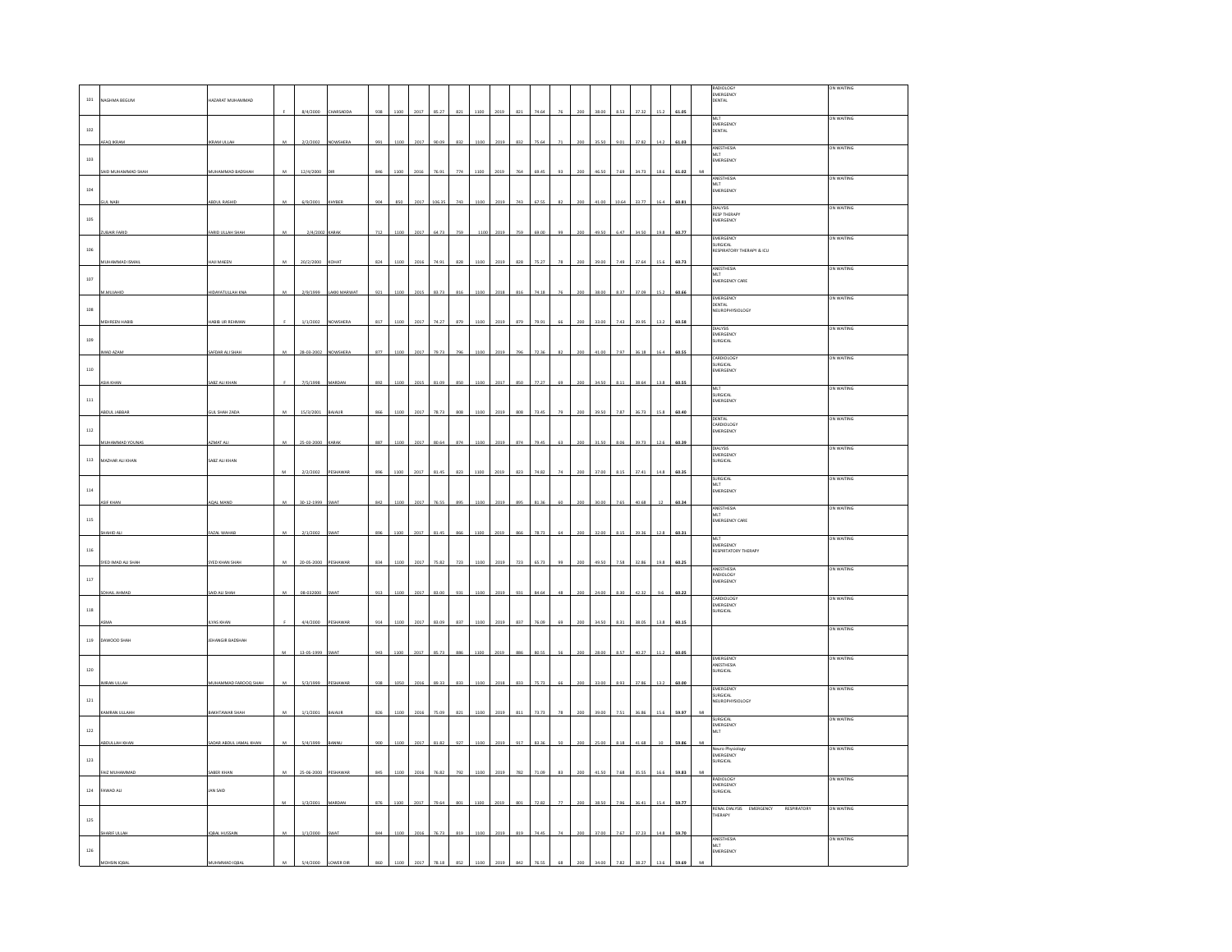| | | | | | | | | | | | | | | | | | | | | | | | | |
|---|---|---|---|---|---|---|---|---|---|---|---|---|---|---|---|---|---|---|---|---|---|---|---|---|
| 101 | NAGHMA BEGUM | HAZARAT MUHAMMAD | F | 8/4/2000 | CHARSADDA | 938 | 1100 | 2017 | 85.27 | 821 | 1100 | 2019 | 821 | 74.64 | 76 | 200 | 38.00 | 8.53 | 37.32 | 15.2 | 61.05 | | RADIOLOGY<br>EMERGENCY<br>DENTAL | ON WAITING |
| 102 | AFAQ IKRAM | IKRAM ULLAH | M | 2/2/2002 | NOWSHERA | 991 | 1100 | 2017 | 90.09 | 832 | 1100 | 2019 | 832 | 75.64 | 71 | 200 | 35.50 | 9.01 | 37.82 | 14.2 | 61.03 | | MLT<br>EMERGENCY<br>DENTAL | ON WAITING |
| 103 | SAID MUHAMMAD SHAH | MUHAMMAD BADSHAH | M | 12/4/2000 | DIR | 846 | 1100 | 2016 | 76.91 | 774 | 1100 | 2019 | 764 | 69.45 | 93 | 200 | 46.50 | 7.69 | 34.73 | 18.6 | 61.02 | MI | ANESTHESIA<br>MLT<br>EMERGENCY | ON WAITING |
| 104 | GUL NABI | ABDUL RASHID | M | 6/9/2001 | KHYBER | 904 | 850 | 2017 | 106.35 | 743 | 1100 | 2019 | 743 | 67.55 | 82 | 200 | 41.00 | 10.64 | 33.77 | 16.4 | 60.81 | | ANESTHESIA<br>MLT<br>EMERGENCY | ON WAITING |
| 105 | ZUBAIR FARID | FARID ULLAH SHAH | M | 2/4/2002 | KARAK | 712 | 1100 | 2017 | 64.73 | 759 | 1100 | 2019 | 759 | 69.00 | 99 | 200 | 49.50 | 6.47 | 34.50 | 19.8 | 60.77 | | DIALYSIS<br>RESP THERAPY<br>EMERGENCY | ON WAITING |
| 106 | MUHAMMAD ISMAIL | HAJI MAEEN | M | 20/2/2000 | KOHAT | 824 | 1100 | 2016 | 74.91 | 828 | 1100 | 2019 | 828 | 75.27 | 78 | 200 | 39.00 | 7.49 | 37.64 | 15.6 | 60.73 | | EMERGENCY<br>SURGICAL<br>RESPIRATORY THERAPY & ICU | ON WAITING |
| 107 | M.MUJAHID | HIDAYATULLAH KNA | M | 2/9/1999 | LAKKI MARWAT | 921 | 1100 | 2015 | 83.73 | 816 | 1100 | 2018 | 816 | 74.18 | 76 | 200 | 38.00 | 8.37 | 37.09 | 15.2 | 60.66 | | ANESTHESIA<br>MLT<br>EMERGENCY CARE | ON WAITING |
| 108 | MEHREEN HABIB | HABIB UR REHMAN | F | 1/1/2002 | NOWSHERA | 817 | 1100 | 2017 | 74.27 | 879 | 1100 | 2019 | 879 | 79.91 | 66 | 200 | 33.00 | 7.43 | 39.95 | 13.2 | 60.58 | | EMERGENCY<br>DENTAL<br>NEUROPHYSIOLOGY | ON WAITING |
| 109 | IMAD AZAM | SAFDAR ALI SHAH | M | 28-03-2002 | NOWSHERA | 877 | 1100 | 2017 | 79.73 | 796 | 1100 | 2019 | 796 | 72.36 | 82 | 200 | 41.00 | 7.97 | 36.18 | 16.4 | 60.55 | | DIALYSIS<br>EMERGENCY<br>SURGICAL | ON WAITING |
| 110 | ASIA KHAN | SABZ ALI KHAN | F | 7/5/1998 | MARDAN | 892 | 1100 | 2015 | 81.09 | 850 | 1100 | 2017 | 850 | 77.27 | 69 | 200 | 34.50 | 8.11 | 38.64 | 13.8 | 60.55 | | CARDIOLOGY<br>SURGICAL<br>EMERGENCY | ON WAITING |
| 111 | ABDUL JABBAR | GUL SHAH ZADA | M | 15/3/2001 | BAJAUR | 866 | 1100 | 2017 | 78.73 | 808 | 1100 | 2019 | 808 | 73.45 | 79 | 200 | 39.50 | 7.87 | 36.73 | 15.8 | 60.40 | | MLT<br>SURGICAL<br>EMERGENCY | ON WAITING |
| 112 | MUHAMMAD YOUNAS | AZMAT ALI | M | 25-03-2000 | KARAK | 887 | 1100 | 2017 | 80.64 | 874 | 1100 | 2019 | 874 | 79.45 | 63 | 200 | 31.50 | 8.06 | 39.73 | 12.6 | 60.39 | | DENTAL<br>CARDIOLOGY<br>EMERGENCY | ON WAITING |
| 113 | MAZHAR ALI KHAN | SABZ ALI KHAN | M | 2/2/2002 | PESHAWAR | 896 | 1100 | 2017 | 81.45 | 823 | 1100 | 2019 | 823 | 74.82 | 74 | 200 | 37.00 | 8.15 | 37.41 | 14.8 | 60.35 | | DIALYSIS<br>EMERGENCY<br>SURGICAL | ON WAITING |
| 114 | ASIF KHAN | AQAL MAND | M | 30-12-1999 | SWAT | 842 | 1100 | 2017 | 76.55 | 895 | 1100 | 2019 | 895 | 81.36 | 60 | 200 | 30.00 | 7.65 | 40.68 | 12 | 60.34 | | SURGICAL<br>MLT<br>EMERGENCY | ON WAITING |
| 115 | SHAHID ALI | FAZAL WAHAB | M | 2/1/2002 | SWAT | 896 | 1100 | 2017 | 81.45 | 866 | 1100 | 2019 | 866 | 78.73 | 64 | 200 | 32.00 | 8.15 | 39.36 | 12.8 | 60.31 | | ANESTHESIA<br>MLT<br>EMERGENCY CARE | ON WAITING |
| 116 | SYED IMAD ALI SHAH | SYED KHAN SHAH | M | 20-05-2000 | PESHAWAR | 834 | 1100 | 2017 | 75.82 | 723 | 1100 | 2019 | 723 | 65.73 | 99 | 200 | 49.50 | 7.58 | 32.86 | 19.8 | 60.25 | | MLT<br>EMERGENCY<br>RESPRITATORY THERAPY | ON WAITING |
| 117 | SOHAIL AHMAD | SAID ALI SHAH | M | 08-032000 | SWAT | 913 | 1100 | 2017 | 83.00 | 931 | 1100 | 2019 | 931 | 84.64 | 48 | 200 | 24.00 | 8.30 | 42.32 | 9.6 | 60.22 | | ANESTHESIA<br>RADIOLOGY<br>EMERGENCY | ON WAITING |
| 118 | ASMA | ILYAS KHAN | F | 4/4/2000 | PESHAWAR | 914 | 1100 | 2017 | 83.09 | 837 | 1100 | 2019 | 837 | 76.09 | 69 | 200 | 34.50 | 8.31 | 38.05 | 13.8 | 60.15 | | CARDIOLOGY<br>EMERGENCY<br>SURGICAL | ON WAITING |
| 119 | DAWOOD SHAH | JEHANGIR BADSHAH | M | 13-05-1999 | SWAT | 943 | 1100 | 2017 | 85.73 | 886 | 1100 | 2019 | 886 | 80.55 | 56 | 200 | 28.00 | 8.57 | 40.27 | 11.2 | 60.05 | | | ON WAITING |
| 120 | IMRAN ULLAH | MUHAMMAD FAROOQ SHAH | M | 5/3/1999 | PESHAWAR | 938 | 1050 | 2016 | 89.33 | 833 | 1100 | 2018 | 833 | 75.73 | 66 | 200 | 33.00 | 8.93 | 37.86 | 13.2 | 60.00 | | EMERGENCY<br>ANESTHESIA<br>SURGICAL | ON WAITING |
| 121 | KAMRAN ULLAHH | BAKHTAWAR SHAH | M | 1/1/2001 | BAJAUR | 826 | 1100 | 2016 | 75.09 | 821 | 1100 | 2019 | 811 | 73.73 | 78 | 200 | 39.00 | 7.51 | 36.86 | 15.6 | 59.97 | MI | EMERGENCY<br>SURGICAL<br>NEUROPHYSIOLOGY | ON WAITING |
| 122 | ABDULLAH KHAN | SADAR ABDUL JAMAL KHAN | M | 5/4/1999 | BANNU | 900 | 1100 | 2017 | 81.82 | 927 | 1100 | 2019 | 917 | 83.36 | 50 | 200 | 25.00 | 8.18 | 41.68 | 10 | 59.86 | MI | SURGICAL<br>EMERGENCY<br>MLT | ON WAITING |
| 123 | FAIZ MUHAMMAD | SABER KHAN | M | 25-06-2000 | PESHAWAR | 845 | 1100 | 2016 | 76.82 | 792 | 1100 | 2019 | 782 | 71.09 | 83 | 200 | 41.50 | 7.68 | 35.55 | 16.6 | 59.83 | MI | Neuro Physiology<br>EMERGENCY<br>SURGICAL | ON WAITING |
| 124 | FAWAD ALI | JAN SAID | M | 1/3/2001 | MARDAN | 876 | 1100 | 2017 | 79.64 | 801 | 1100 | 2019 | 801 | 72.82 | 77 | 200 | 38.50 | 7.96 | 36.41 | 15.4 | 59.77 | | RADIOLOGY<br>EMERGENCY<br>SURGICAL | ON WAITING |
| 125 | SHARIF ULLAH | IQBAL HUSSAIN | M | 1/1/2000 | SWAT | 844 | 1100 | 2016 | 76.73 | 819 | 1100 | 2019 | 819 | 74.45 | 74 | 200 | 37.00 | 7.67 | 37.23 | 14.8 | 59.70 | | RENAL DIALYSIS EMERGENCY RESPIRATORY THERAPY | ON WAITING |
| 126 | MOHSIN IQBAL | MUHMMAD IQBAL | M | 5/4/2000 | LOWER DIR | 860 | 1100 | 2017 | 78.18 | 852 | 1100 | 2019 | 842 | 76.55 | 68 | 200 | 34.00 | 7.82 | 38.27 | 13.6 | 59.69 | MI | ANESTHESIA<br>MLT<br>EMERGENCY | ON WAITING |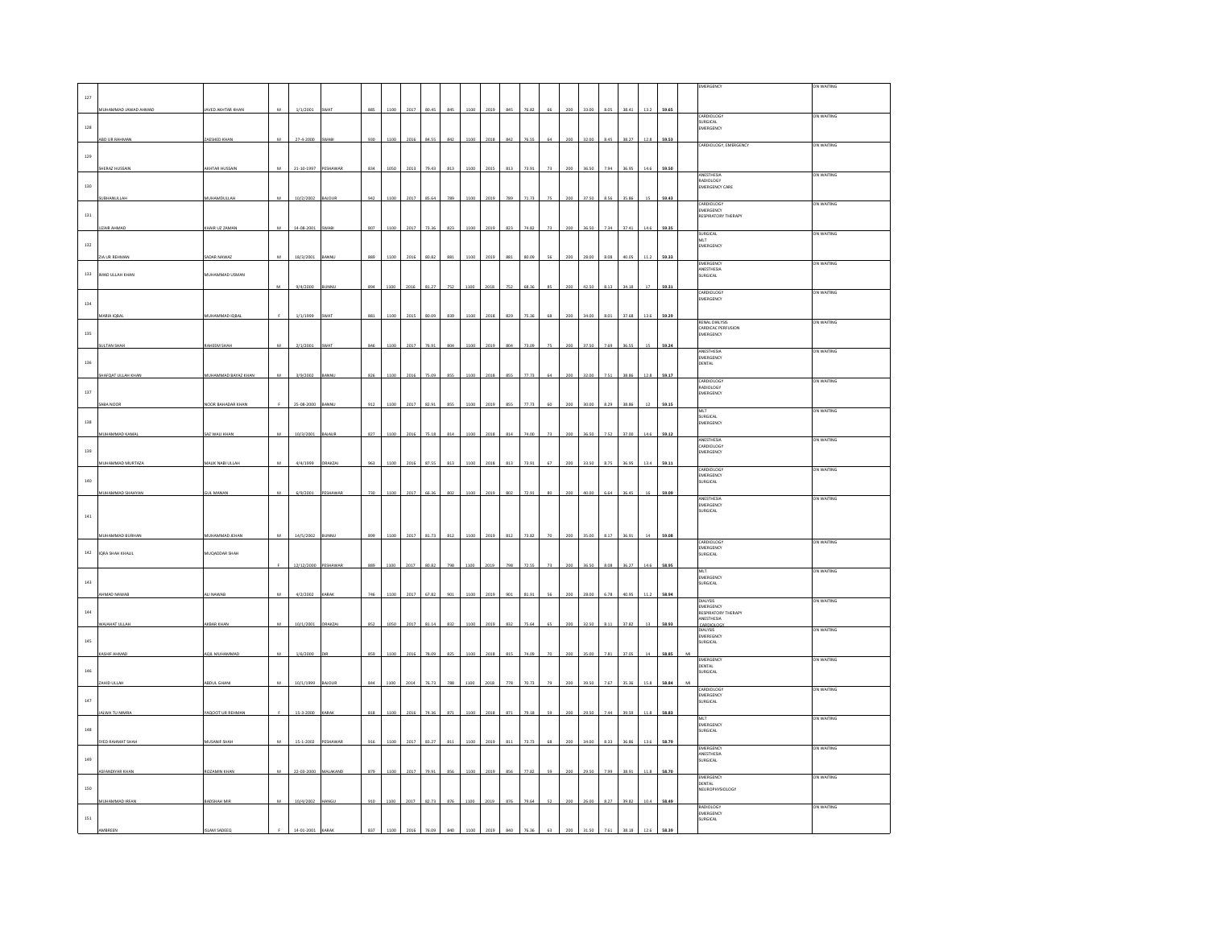| | | | | | | | | | | | | | | | | | | | | | | | | | |
|---|---|---|---|---|---|---|---|---|---|---|---|---|---|---|---|---|---|---|---|---|---|---|---|---|---|
| 127 | MUHAMMAD JAWAD AHMAD | JAVED AKHTAR KHAN | M | 1/1/2001 | SWAT | 885 | 1100 | 2017 | 80.45 | 845 | 1100 | 2019 | 845 | 76.82 | 66 | 200 | 33.00 | 8.05 | 38.41 | 13.2 | 59.65 | | EMERGENCY | ON WAITING |
| 128 | ABD UR RAHMAN | ZAESHED KHAN | M | 27-4-2000 | SWABI | 930 | 1100 | 2016 | 84.55 | 842 | 1100 | 2018 | 842 | 76.55 | 64 | 200 | 32.00 | 8.45 | 38.27 | 12.8 | 59.53 | | CARDIOLOGY<br>SURGICAL<br>EMERGENCY | ON WAITING |
| 129 | SHERAZ HUSSAIN | AKHTAR HUSSAIN | M | 21-10-1997 | PESHAWAR | 834 | 1050 | 2013 | 79.43 | 813 | 1100 | 2015 | 813 | 73.91 | 73 | 200 | 36.50 | 7.94 | 36.95 | 14.6 | 59.50 | | CARDIOLOGY, EMERGENCY | ON WAITING |
| 130 | SUBHANULLAH | MUHAMDULLAH | M | 10/2/2002 | BAJOUR | 942 | 1100 | 2017 | 85.64 | 789 | 1100 | 2019 | 789 | 71.73 | 75 | 200 | 37.50 | 8.56 | 35.86 | 15 | 59.43 | | ANESTHESIA<br>RADIOLOGY<br>EMERGENCY CARE | ON WAITING |
| 131 | UZAIR AHMAD | KHAIR UZ ZAMAN | M | 14-08-2001 | SWABI | 807 | 1100 | 2017 | 73.36 | 823 | 1100 | 2019 | 823 | 74.82 | 73 | 200 | 36.50 | 7.34 | 37.41 | 14.6 | 59.35 | | CARDIOLOGY<br>EMERGENCY<br>RESPIRATORY THERAPY | ON WAITING |
| 132 | ZIA UR REHMAN | SADAR NAWAZ | M | 18/3/2001 | BANNU | 889 | 1100 | 2016 | 80.82 | 881 | 1100 | 2019 | 881 | 80.09 | 56 | 200 | 28.00 | 8.08 | 40.05 | 11.2 | 59.33 | | SURGICAL<br>MLT<br>EMERGENCY | ON WAITING |
| 133 | IMAD ULLAH KHAN | MUHAMMAD USMAN | M | 9/4/2000 | BUNNU | 894 | 1100 | 2016 | 81.27 | 752 | 1100 | 2018 | 752 | 68.36 | 85 | 200 | 42.50 | 8.13 | 34.18 | 17 | 59.31 | | EMERGENCY<br>ANESTHESIA<br>SURGICAL | ON WAITING |
| 134 | MARIA IQBAL | MUHAMMAD IQBAL | F | 1/1/1999 | SWAT | 881 | 1100 | 2015 | 80.09 | 839 | 1100 | 2018 | 829 | 75.36 | 68 | 200 | 34.00 | 8.01 | 37.68 | 13.6 | 59.29 | | CARDIOLOGY<br>EMERGENCY | ON WAITING |
| 135 | SULTAN SHAH | RAHEEM SHAH | M | 2/1/2001 | SWAT | 846 | 1100 | 2017 | 76.91 | 804 | 1100 | 2019 | 804 | 73.09 | 75 | 200 | 37.50 | 7.69 | 36.55 | 15 | 59.24 | | RENAL DIALYSIS<br>CARDICAC PERFUSION<br>EMERGENCY | ON WAITING |
| 136 | SHAFQAT ULLAH KHAN | MUHAMMAD BAYAZ KHAN | M | 3/9/2002 | BANNU | 826 | 1100 | 2016 | 75.09 | 855 | 1100 | 2018 | 855 | 77.73 | 64 | 200 | 32.00 | 7.51 | 38.86 | 12.8 | 59.17 | | ANESTHESIA<br>EMERGENCY<br>DENTAL | ON WAITING |
| 137 | SABA NOOR | NOOR BAHADAR KHAN | F | 25-08-2000 | BANNU | 912 | 1100 | 2017 | 82.91 | 855 | 1100 | 2019 | 855 | 77.73 | 60 | 200 | 30.00 | 8.29 | 38.86 | 12 | 59.15 | | CARDIOLOGY<br>RADIOLOGY<br>EMERGENCY | ON WAITING |
| 138 | MUHAMMAD KAMAL | SAZ WALI KHAN | M | 10/3/2001 | BAJAUR | 827 | 1100 | 2016 | 75.18 | 814 | 1100 | 2018 | 814 | 74.00 | 73 | 200 | 36.50 | 7.52 | 37.00 | 14.6 | 59.12 | | MLT<br>SURGICAL<br>EMERGENCY | ON WAITING |
| 139 | MUHAMMAD MURTAZA | MALIK NABI ULLAH | M | 4/4/1999 | ORAKZAI | 963 | 1100 | 2016 | 87.55 | 813 | 1100 | 2018 | 813 | 73.91 | 67 | 200 | 33.50 | 8.75 | 36.95 | 13.4 | 59.11 | | ANESTHESIA<br>CARDIOLOGY<br>EMERGENCY | ON WAITING |
| 140 | MUHAMMAD SHAHYAN | GUL MANAN | M | 6/9/2001 | PESHAWAR | 730 | 1100 | 2017 | 66.36 | 802 | 1100 | 2019 | 802 | 72.91 | 80 | 200 | 40.00 | 6.64 | 36.45 | 16 | 59.09 | | CARDIOLOGY<br>EMERGENCY<br>SURGICAL | ON WAITING |
| 141 | MUHAMMAD BURHAN | MUHAMMAD JEHAN | M | 14/5/2002 | BUNNU | 899 | 1100 | 2017 | 81.73 | 812 | 1100 | 2019 | 812 | 73.82 | 70 | 200 | 35.00 | 8.17 | 36.91 | 14 | 59.08 | | ANESTHESIA<br>EMERGENCY<br>SURGICAL | ON WAITING |
| 142 | IQRA SHAH KHALIL | MUQADDAR SHAH | F | 12/12/2000 | PESHAWAR | 889 | 1100 | 2017 | 80.82 | 798 | 1100 | 2019 | 798 | 72.55 | 73 | 200 | 36.50 | 8.08 | 36.27 | 14.6 | 58.95 | | CARDIOLOGY<br>EMERGENCY<br>SURGICAL | ON WAITING |
| 143 | AHMAD NAWAB | ALI NAWAB | M | 4/2/2002 | KARAK | 746 | 1100 | 2017 | 67.82 | 901 | 1100 | 2019 | 901 | 81.91 | 56 | 200 | 28.00 | 6.78 | 40.95 | 11.2 | 58.94 | | MLT<br>EMERGENCY<br>SURGICAL | ON WAITING |
| 144 | WAJAHAT ULLAH | AKBAR KHAN | M | 10/1/2001 | ORAKZAI | 852 | 1050 | 2017 | 81.14 | 832 | 1100 | 2019 | 832 | 75.64 | 65 | 200 | 32.50 | 8.11 | 37.82 | 13 | 58.93 | | DIALYSIS<br>EMERGENCY<br>RESPIRATORY THERAPY<br>ANESTHESIA<br>CARDIOLOGY | ON WAITING |
| 145 | KASHIF AHMAD | AQIL MUHAMMAD | M | 3/6/2000 | DIR | 859 | 1100 | 2016 | 78.09 | 825 | 1100 | 2018 | 815 | 74.09 | 70 | 200 | 35.00 | 7.81 | 37.05 | 14 | 58.85 | MI | DIALYSIS<br>EMERGENCY<br>SURGICAL | ON WAITING |
| 146 | ZAHID ULLAH | ABDUL GHANI | M | 10/1/1999 | BAJOUR | 844 | 1100 | 2014 | 76.73 | 788 | 1100 | 2018 | 778 | 70.73 | 79 | 200 | 39.50 | 7.67 | 35.36 | 15.8 | 58.84 | MI | EMERGENCY<br>DENTAL<br>SURGICAL | ON WAITING |
| 147 | JALWA TU NIMRA | YAQOOT UR REHMAN | F | 15-3-2000 | KARAK | 818 | 1100 | 2016 | 74.36 | 871 | 1100 | 2018 | 871 | 79.18 | 59 | 200 | 29.50 | 7.44 | 39.59 | 11.8 | 58.83 | | CARDIOLOGY<br>EMERGENCY<br>SURGICAL | ON WAITING |
| 148 | SYED RAHMAT SHAH | MUSANIF SHAH | M | 15-1-2002 | PESHAWAR | 916 | 1100 | 2017 | 83.27 | 811 | 1100 | 2019 | 811 | 73.73 | 68 | 200 | 34.00 | 8.33 | 36.86 | 13.6 | 58.79 | | MLT<br>EMERGENCY<br>SURGICAL | ON WAITING |
| 149 | ASFANDIYAR KHAN | ROZAMIN KHAN | M | 22-03-2000 | MALAKAND | 879 | 1100 | 2017 | 79.91 | 856 | 1100 | 2019 | 856 | 77.82 | 59 | 200 | 29.50 | 7.99 | 38.91 | 11.8 | 58.70 | | EMERGENCY<br>ANESTHESIA<br>SURGICAL | ON WAITING |
| 150 | MUHAMMAD IRFAN | BADSHAH MIR | M | 10/4/2002 | HANGU | 910 | 1100 | 2017 | 82.73 | 876 | 1100 | 2019 | 876 | 79.64 | 52 | 200 | 26.00 | 8.27 | 39.82 | 10.4 | 58.49 | | EMERGENCY<br>DENTAL<br>NEUROPHYSIOLOGY | ON WAITING |
| 151 | AMBREEN | ISLAM SADEEQ | F | 14-01-2001 | KARAK | 837 | 1100 | 2016 | 76.09 | 840 | 1100 | 2019 | 840 | 76.36 | 63 | 200 | 31.50 | 7.61 | 38.18 | 12.6 | 58.39 | | RADIOLOGY<br>EMERGENCY<br>SURGICAL | ON WAITING |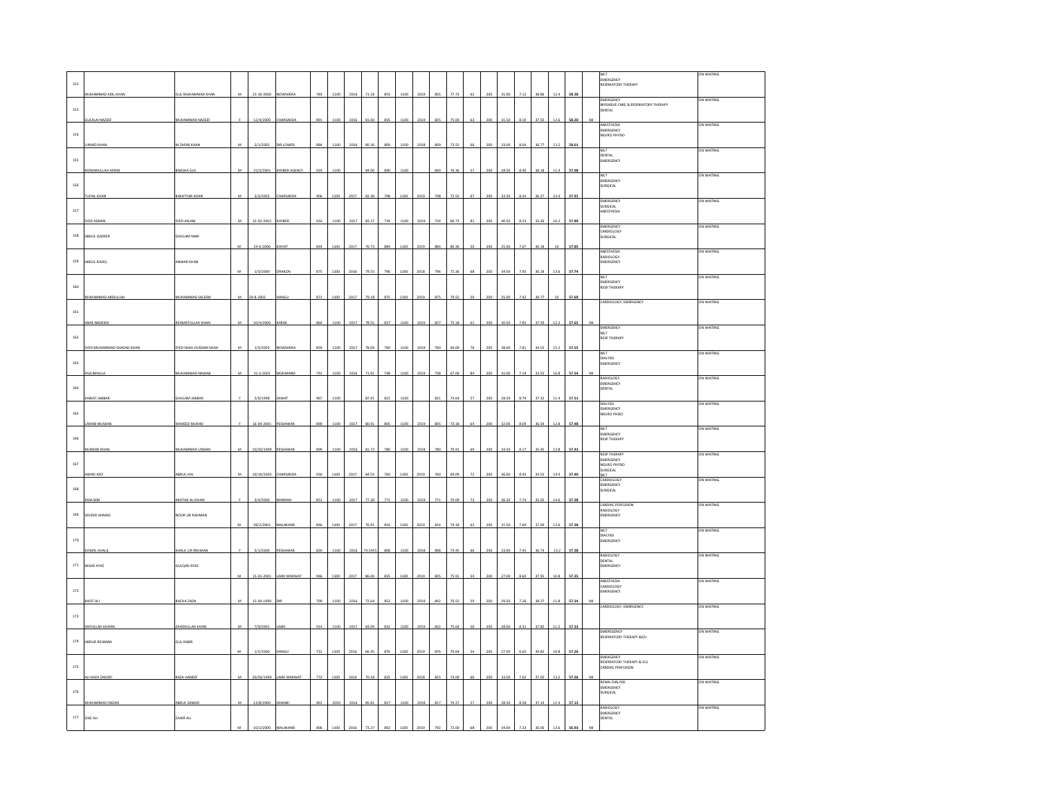| 152 | MUHAMMAD ADIL KHAN | GUL MUHAMMAD KHAN | M | 21-10-2000 | NOWSHERA | 783 | 1100 | 2016 | 71.18 | 855 | 1100 | 2019 | 855 | 77.73 | 62 | 200 | 31.00 | 7.12 | 38.86 | 12.4 | 58.38 | | MLT<br>EMERGENCY<br>RESPIRATORY THERAPY | ON WAITING |
|---|---|---|---|---|---|---|---|---|---|---|---|---|---|---|---|---|---|---|---|---|---|---|---|---|
| 153 | GULALAI NAZEEF | MUHAMMAD NAZEEF | F | 12/4/2000 | CHARSADDA | 891 | 1100 | 2016 | 81.00 | 825 | 1100 | 2019 | 825 | 75.00 | 63 | 200 | 31.50 | 8.10 | 37.50 | 12.6 | 58.20 | MI | EMERGENCY<br>INTENSIVE CARE & RESPIRATORY THERAPY<br>DENTAL | ON WAITING |
| 154 | JUNAID KHAN | M ZAFAR KHAN | M | 2/1/2002 | DIR LOWER | 884 | 1100 | 2016 | 80.36 | 809 | 1100 | 2018 | 809 | 73.55 | 66 | 200 | 33.00 | 8.04 | 36.77 | 13.2 | 58.01 | | ANESTHESIA<br>EMERGENCY<br>NEURO PHYSIO | ON WAITING |
| 155 | RIZWANULLAH AFRIDI | BADSHA GUL | M | 15/3/2001 | KHYBER AGENCY | 924 | 1100 | | 84.00 | 840 | 1100 | | 840 | 76.36 | 57 | 200 | 28.50 | 8.40 | 38.18 | 11.4 | 57.98 | | MLT<br>DENTAL<br>EMERGENCY | ON WAITING |
| 156 | TUFAIL KHAN | BAKHTYAR KHAN | M | 3/3/2002 | CHARSADDA | 906 | 1100 | 2017 | 82.36 | 798 | 1100 | 2019 | 798 | 72.55 | 67 | 200 | 33.50 | 8.24 | 36.27 | 13.4 | 57.91 | | MLT<br>EMERGENCY<br>SURGICAL | ON WAITING |
| 157 | SYED ADNAN | SYED ASLAM | M | 22-02-2002 | KHYBER | 916 | 1100 | 2017 | 83.27 | 734 | 1100 | 2019 | 734 | 66.73 | 81 | 200 | 40.50 | 8.33 | 33.36 | 16.2 | 57.89 | | EMERGENCY<br>SURGICAL<br>ANESTHESIA | ON WAITING |
| 158 | ABDUL QADEER | GHULAM NABI | M | 24-6-2000 | KOHAT | 844 | 1100 | 2017 | 76.73 | 884 | 1100 | 2019 | 884 | 80.36 | 50 | 200 | 25.00 | 7.67 | 40.18 | 10 | 57.85 | | EMERGENCY<br>CARDIOLOGY<br>SURGICAL | ON WAITING |
| 159 | ABDUL RAZIQ | ANWAR KHAN | M | 1/3/2000 | ORAKZAI | 875 | 1100 | 2016 | 79.55 | 796 | 1100 | 2018 | 796 | 72.36 | 68 | 200 | 34.00 | 7.95 | 36.18 | 13.6 | 57.74 | | ANESTHESIA<br>RADIOLOGY<br>EMERGENCY | ON WAITING |
| 160 | MUHAMMAD ABDULLAH | MUHAMMAD SALEEM | M | 29-8-2002 | HANGU | 873 | 1100 | 2017 | 79.18 | 875 | 1100 | 2019 | 875 | 79.55 | 50 | 200 | 25.00 | 7.92 | 39.77 | 10 | 57.69 | | MLT<br>EMERGENCY<br>RESP THERAPY | ON WAITING |
| 161 | ANAS NADEEM | REHMATULLAH KHAN | M | 10/4/2000 | KARAK | 864 | 1100 | 2017 | 78.55 | 837 | 1100 | 2019 | 827 | 75.18 | 61 | 200 | 30.50 | 7.85 | 37.59 | 12.2 | 57.65 | MI | CARDIOLOGY, EMERGENCY | ON WAITING |
| 162 | SYED MUHAMMAD SHADAD KHAN | SYED SHAH HUSSAIN SHAH | M | 1/3/2002 | NOWSHERA | 859 | 1100 | 2017 | 78.09 | 760 | 1100 | 2019 | 760 | 69.09 | 76 | 200 | 38.00 | 7.81 | 34.55 | 15.2 | 57.55 | | EMERGENCY<br>MLT<br>RESP THERAPY | ON WAITING |
| 163 | FAZLIMAULA | MUHAMMAD NAWAB | M | 31-3-2001 | MOHMAND | 791 | 1100 | 2016 | 71.91 | 748 | 1100 | 2019 | 738 | 67.09 | 84 | 200 | 42.00 | 7.19 | 33.55 | 16.8 | 57.54 | MI | MLT<br>DIALYSIS<br>EMERGENCY | ON WAITING |
| 164 | KAINAT JABBAR | GHULAM JABBAR | F | 5/9/1998 | SAWAT | 967 | 1100 | | 87.91 | 821 | 1100 | | 821 | 74.64 | 57 | 200 | 28.50 | 8.79 | 37.32 | 11.4 | 57.51 | | RADIOLOGY<br>EMERGENCY<br>DENTAL | ON WAITING |
| 165 | LARAIB MUSKAN | WAHEED MURAD | F | 16-04-2001 | PESHAWAR | 890 | 1100 | 2017 | 80.91 | 805 | 1100 | 2019 | 805 | 73.18 | 64 | 200 | 32.00 | 8.09 | 36.59 | 12.8 | 57.48 | | DIALYSIS<br>EMERGENCY<br>NEURO PHSIO | ON WAITING |
| 166 | MUNEEB KHAN | MUHAMMAD USMAN | M | 10/20/1999 | PESHAWAR | 899 | 1100 | 2016 | 81.73 | 780 | 1100 | 2018 | 780 | 70.91 | 69 | 200 | 34.50 | 8.17 | 35.45 | 13.8 | 57.43 | | MLT<br>EMERGENCY<br>RESP THERAPY | ON WAITING |
| 167 | AWAIS AZIZ | ABDUL HAI | M | 10/10/2002 | CHARSADDA | 930 | 1100 | 2017 | 84.55 | 760 | 1100 | 2019 | 760 | 69.09 | 72 | 200 | 36.00 | 8.45 | 34.55 | 14.4 | 57.40 | | RESP THERAPY<br>EMERGENCY<br>NEURO PHYSIO<br>SURGICAL<br>MLT | ON WAITING |
| 168 | RIDA BIBI | AKHTAR ALI KHAN | F | 3/4/2000 | MARDAN | 851 | 1100 | 2017 | 77.36 | 771 | 1100 | 2019 | 771 | 70.09 | 73 | 200 | 36.50 | 7.74 | 35.05 | 14.6 | 57.38 | | CARDIOLOGY<br>EMERGENCY<br>SURGICAL | ON WAITING |
| 169 | SAVEER AHMAD | NOOR UR RAHMAN | M | 28/2/2001 | MALAKAND | 846 | 1100 | 2017 | 76.91 | 816 | 1100 | 2019 | 816 | 74.18 | 63 | 200 | 31.50 | 7.69 | 37.09 | 12.6 | 57.38 | | CARDIAC PERFUSION<br>RADIOLOGY<br>EMERGENCY | ON WAITING |
| 170 | KOMAL KHALIL | KHALIL UR REHMAN | F | 5/1/2000 | PESHAWAR | 820 | 1100 | 2016 | 74.5455 | 808 | 1100 | 2018 | 808 | 73.45 | 66 | 200 | 33.00 | 7.45 | 36.73 | 13.2 | 57.38 | | MLT<br>DIALYSIS<br>EMERGENCY | ON WAITING |
| 171 | MAJID AYAZ | GULQAD AYAZ | M | 15-01-2001 | LAKKI MARWAT | 946 | 1100 | 2017 | 86.00 | 835 | 1100 | 2019 | 835 | 75.91 | 54 | 200 | 27.00 | 8.60 | 37.95 | 10.8 | 57.35 | | RADIOLOGY<br>DENTAL<br>EMERGENCY | ON WAITING |
| 172 | BASIT ALI | BACHA ZADA | M | 15-04-1999 | DIR | 799 | 1100 | 2016 | 72.64 | 852 | 1100 | 2019 | 842 | 76.55 | 59 | 200 | 29.50 | 7.26 | 38.27 | 11.8 | 57.34 | MI | ANESTHESIA<br>CARDIOLOGY<br>EMERGENCY | ON WAITING |
| 173 | SAFIULLAH KHHAN | ZAHIDULLAH KHAN | M | 7/9/2001 | LAKKI | 914 | 1100 | 2017 | 83.09 | 832 | 1100 | 2019 | 832 | 75.64 | 56 | 200 | 28.00 | 8.31 | 37.82 | 11.2 | 57.33 | | CARDIOLOGY, EMERGENCY | ON WAITING |
| 174 | ABDUR REHMAN | GUL KABIR | M | 1/2/2000 | HANGU | 731 | 1100 | 2016 | 66.45 | 876 | 1100 | 2019 | 876 | 79.64 | 54 | 200 | 27.00 | 6.65 | 39.82 | 10.8 | 57.26 | | EMEREGENCY<br>RESPIRATORY THERAPY &ICU | ON WAITING |
| 175 | ALI RAZA ZAKORI | RAZA HANEEF | M | 20/03/1999 | LAKKI MARWAT | 772 | 1100 | 2014 | 70.18 | 825 | 1100 | 2018 | 815 | 74.09 | 66 | 200 | 33.00 | 7.02 | 37.05 | 13.2 | 57.26 | MI | EMERGENCY<br>RESPIRATORY THERAPY & ICU<br>CARDIAC PERFUSION | ON WAITING |
| 176 | MUHAMMAD FAIZAN | ABDUL SAMAD | M | 13/8/2000 | SAWABI | 901 | 1050 | 2016 | 85.81 | 817 | 1100 | 2018 | 817 | 74.27 | 57 | 200 | 28.50 | 8.58 | 37.14 | 11.4 | 57.12 | | RENAL DIALYSIS<br>EMERGENCY<br>SURGICAL | ON WAITING |
| 177 | IZAZ ALI | ZAHIR ALI | M | 10/2/2000 | MALAKAND | 806 | 1100 | 2016 | 73.27 | 802 | 1100 | 2019 | 792 | 72.00 | 68 | 200 | 34.00 | 7.33 | 36.00 | 13.6 | 56.93 | MI | RADIOLOGY<br>EMERGENCY<br>DENTAL | ON WAITING |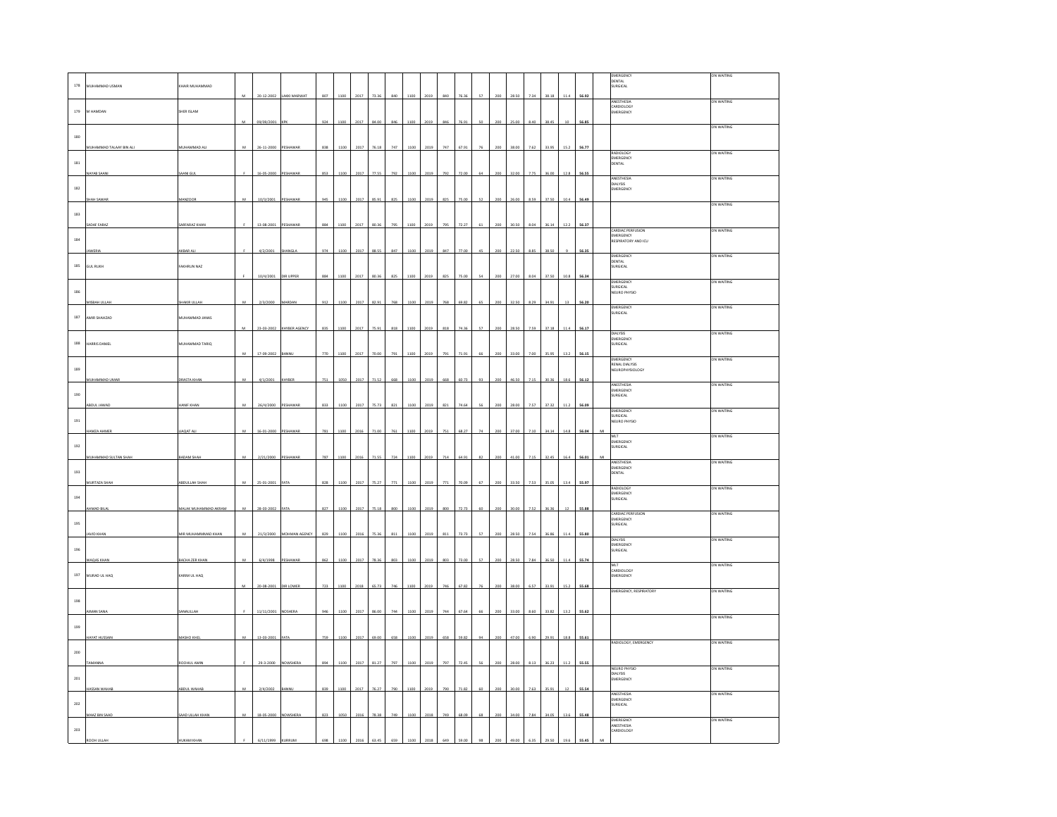| 178 | MUHAMMAD USMAN | KHAIR MUHAMMAD | M | 20-12-2002 | LAKKI MARWAT | 807 | 1100 | 2017 | 73.36 | 840 | 1100 | 2019 | 840 | 76.36 | 57 | 200 | 28.50 | 7.34 | 38.18 | 11.4 | 56.92 | | EMERGENCY<br>DENTAL<br>SURGICAL | ON WAITING |
|---|---|---|---|---|---|---|---|---|---|---|---|---|---|---|---|---|---|---|---|---|---|---|---|---|
| 179 | M HAMDAN | SHER ISLAM | M | 09/09/2001 | KPK | 924 | 1100 | 2017 | 84.00 | 846 | 1100 | 2019 | 846 | 76.91 | 50 | 200 | 25.00 | 8.40 | 38.45 | 10 | 56.85 | | ANESTHESIA<br>CARDIOLOGY<br>EMERGENCY | ON WAITING |
| 180 | MUHAMMAD TALAAY BIN ALI | MUHAMMAD ALI | M | 26-11-2000 | PESHAWAR | 838 | 1100 | 2017 | 76.18 | 747 | 1100 | 2019 | 747 | 67.91 | 76 | 200 | 38.00 | 7.62 | 33.95 | 15.2 | 56.77 | | | ON WAITING |
| 181 | NAYAB SAANI | SAANI GUL | F | 16-05-2000 | PESHAWAR | 853 | 1100 | 2017 | 77.55 | 792 | 1100 | 2019 | 792 | 72.00 | 64 | 200 | 32.00 | 7.75 | 36.00 | 12.8 | 56.55 | | RADIOLOGY<br>EMERGENCY<br>DENTAL | ON WAITING |
| 182 | SHAH SAWAR | MANZOOR | M | 10/3/2001 | PESHAWAR | 945 | 1100 | 2017 | 85.91 | 825 | 1100 | 2019 | 825 | 75.00 | 52 | 200 | 26.00 | 8.59 | 37.50 | 10.4 | 56.49 | | ANESTHESIA<br>DIALYSIS<br>EMERGENCY | ON WAITING |
| 183 | SADAF FARAZ | SARFARAZ KHAN | F | 13-08-2001 | PESHAWAR | 884 | 1100 | 2017 | 80.36 | 795 | 1100 | 2019 | 795 | 72.27 | 61 | 200 | 30.50 | 8.04 | 36.14 | 12.2 | 56.37 | | | ON WAITING |
| 184 | JAWERIA | AKBAR ALI | F | 4/2/2001 | SHANGLA | 974 | 1100 | 2017 | 88.55 | 847 | 1100 | 2019 | 847 | 77.00 | 45 | 200 | 22.50 | 8.85 | 38.50 | 9 | 56.35 | | CARDIAC PERFUSION<br>EMERGENCY<br>RESPIRATORY AND ICU | ON WAITING |
| 185 | GUL RUKH | FAKHRUN NAZ | F | 10/4/2001 | DIR UPPER | 884 | 1100 | 2017 | 80.36 | 825 | 1100 | 2019 | 825 | 75.00 | 54 | 200 | 27.00 | 8.04 | 37.50 | 10.8 | 56.34 | | EMERGENCY<br>DENTAL<br>SURGICAL | ON WAITING |
| 186 | MISBAH ULLAH | SHAKIR ULLAH | M | 2/3/2000 | MARDAN | 912 | 1100 | 2017 | 82.91 | 768 | 1100 | 2019 | 768 | 69.82 | 65 | 200 | 32.50 | 8.29 | 34.91 | 13 | 56.20 | | EMERGENCY<br>SURGICAL<br>NEURO PHYSIO | ON WAITING |
| 187 | AMIR SHAHZAD | MUHAMMAD JAWAS | M | 23-03-2002 | KHYBER AGENCY | 835 | 1100 | 2017 | 75.91 | 818 | 1100 | 2019 | 818 | 74.36 | 57 | 200 | 28.50 | 7.59 | 37.18 | 11.4 | 56.17 | | EMERGENCY<br>SURGICAL | ON WAITING |
| 188 | HARRIS DANIEL | MUHAMMAD TARIQ | M | 17-09-2002 | BANNU | 770 | 1100 | 2017 | 70.00 | 791 | 1100 | 2019 | 791 | 71.91 | 66 | 200 | 33.00 | 7.00 | 35.95 | 13.2 | 56.15 | | DIALYSIS<br>EMERGENCY<br>SURGICAL | ON WAITING |
| 189 | MUHAMMAD UMAR | DRASTA KHAN | M | 4/1/2001 | KHYBER | 751 | 1050 | 2017 | 71.52 | 668 | 1100 | 2019 | 668 | 60.73 | 93 | 200 | 46.50 | 7.15 | 30.36 | 18.6 | 56.12 | | EMERGENCY<br>RENAL DIALYSIS<br>NEUROPHYSIOLOGY | ON WAITING |
| 190 | ABDUL JAWAD | HANIF KHAN | M | 26/4/2000 | PESHAWAR | 833 | 1100 | 2017 | 75.73 | 821 | 1100 | 2019 | 821 | 74.64 | 56 | 200 | 28.00 | 7.57 | 37.32 | 11.2 | 56.09 | | ANESTHESIA<br>EMERGENCY<br>SURGICAL | ON WAITING |
| 191 | HAMZA AHMED | LIAQAT ALI | M | 16-01-2000 | PESHAWAR | 781 | 1100 | 2016 | 71.00 | 751 | 1100 | 2019 | 751 | 68.27 | 74 | 200 | 37.00 | 7.10 | 34.14 | 14.8 | 56.04 | MI | EMERGENCY<br>SURGICAL<br>NEURO PHYSIO | ON WAITING |
| 192 | MUHAMMAD SULTAN SHAH | BADAM SHAH | M | 2/21/2000 | PESHAWAR | 787 | 1100 | 2016 | 71.55 | 714 | 1100 | 2019 | 714 | 64.91 | 82 | 200 | 41.00 | 7.15 | 32.45 | 16.4 | 56.01 | MI | MLT<br>EMERGENCY<br>SURGICAL | ON WAITING |
| 193 | MURTAZA SHAH | ABDULLAH SHAH | M | 25-01-2001 | FATA | 828 | 1100 | 2017 | 75.27 | 771 | 1100 | 2019 | 771 | 70.09 | 67 | 200 | 33.50 | 7.53 | 35.05 | 13.4 | 55.97 | | ANESTHESIA<br>EMERGENCY<br>DENTAL | ON WAITING |
| 194 | AHMAD BILAL | MALAK MUHAMMAD AKRAM | M | 28-03-2002 | FATA | 827 | 1100 | 2017 | 75.18 | 800 | 1100 | 2019 | 800 | 72.73 | 60 | 200 | 30.00 | 7.52 | 36.36 | 12 | 55.88 | | RADIOLOGY<br>EMERGENCY<br>SURGICAL | ON WAITING |
| 195 | JAVID KHAN | MIR MUHAMMMAD KHAN | M | 21/3/2000 | MOHMAN AGENCY | 829 | 1100 | 2016 | 75.36 | 811 | 1100 | 2019 | 811 | 73.73 | 57 | 200 | 28.50 | 7.54 | 36.86 | 11.4 | 55.80 | | CARDIAC PERFUSION<br>EMERGENCY<br>SURGICAL | ON WAITING |
| 196 | WAQAS KHAN | BACHA ZER KHAN | M | 6/4/1998 | PESHAWAR | 862 | 1100 | 2017 | 78.36 | 803 | 1100 | 2019 | 803 | 73.00 | 57 | 200 | 28.50 | 7.84 | 36.50 | 11.4 | 55.74 | | DIALYSIS<br>EMERGENCY<br>SURGICAL | ON WAITING |
| 197 | MURAD UL HAQ | KARIM UL HAQ | M | 20-08-2001 | DIR LOWER | 723 | 1100 | 2018 | 65.73 | 746 | 1100 | 2019 | 746 | 67.82 | 76 | 200 | 38.00 | 6.57 | 33.91 | 15.2 | 55.68 | | MLT<br>CARDIOLOGY<br>EMERGENCY | ON WAITING |
| 198 | AIMAN SANA | SANAULLAH | F | 11/11/2001 | NOSHERA | 946 | 1100 | 2017 | 86.00 | 744 | 1100 | 2019 | 744 | 67.64 | 66 | 200 | 33.00 | 8.60 | 33.82 | 13.2 | 55.62 | | EMERGENCY, RESPIRATORY | ON WAITING |
| 199 | HAYAT HUSSAIN | MASHO KHEL | M | 12-03-2001 | FATA | 759 | 1100 | 2017 | 69.00 | 658 | 1100 | 2019 | 658 | 59.82 | 94 | 200 | 47.00 | 6.90 | 29.91 | 18.8 | 55.61 | | | ON WAITING |
| 200 | TAMANNA | ROOHUL AMIN | F | 29-3-2000 | NOWSHERA | 894 | 1100 | 2017 | 81.27 | 797 | 1100 | 2019 | 797 | 72.45 | 56 | 200 | 28.00 | 8.13 | 36.23 | 11.2 | 55.55 | | RADIOLOGY, EMERGENCY | ON WAITING |
| 201 | HASSAN WAHAB | ABDUL WAHAB | M | 2/4/2002 | BANNU | 839 | 1100 | 2017 | 76.27 | 790 | 1100 | 2019 | 790 | 71.82 | 60 | 200 | 30.00 | 7.63 | 35.91 | 12 | 55.54 | | NEURO PHYSIO<br>DIALYSIS<br>EMERGENCY | ON WAITING |
| 202 | MAAZ BIN SAAD | SAAD ULLAH KHAN | M | 18-05-2000 | NOWSHERA | 823 | 1050 | 2016 | 78.38 | 749 | 1100 | 2018 | 749 | 68.09 | 68 | 200 | 34.00 | 7.84 | 34.05 | 13.6 | 55.48 | | ANESTHESIA<br>EMERGENCY<br>SURGICAL | ON WAITING |
| 203 | ROOH ULLAH | HUKAM KHAN | F | 6/11/1999 | KURRUM | 698 | 1100 | 2016 | 63.45 | 659 | 1100 | 2018 | 649 | 59.00 | 98 | 200 | 49.00 | 6.35 | 29.50 | 19.6 | 55.45 | MI | EMERGENCY<br>ANESTHESIA<br>CARDIOLOGY | ON WAITING |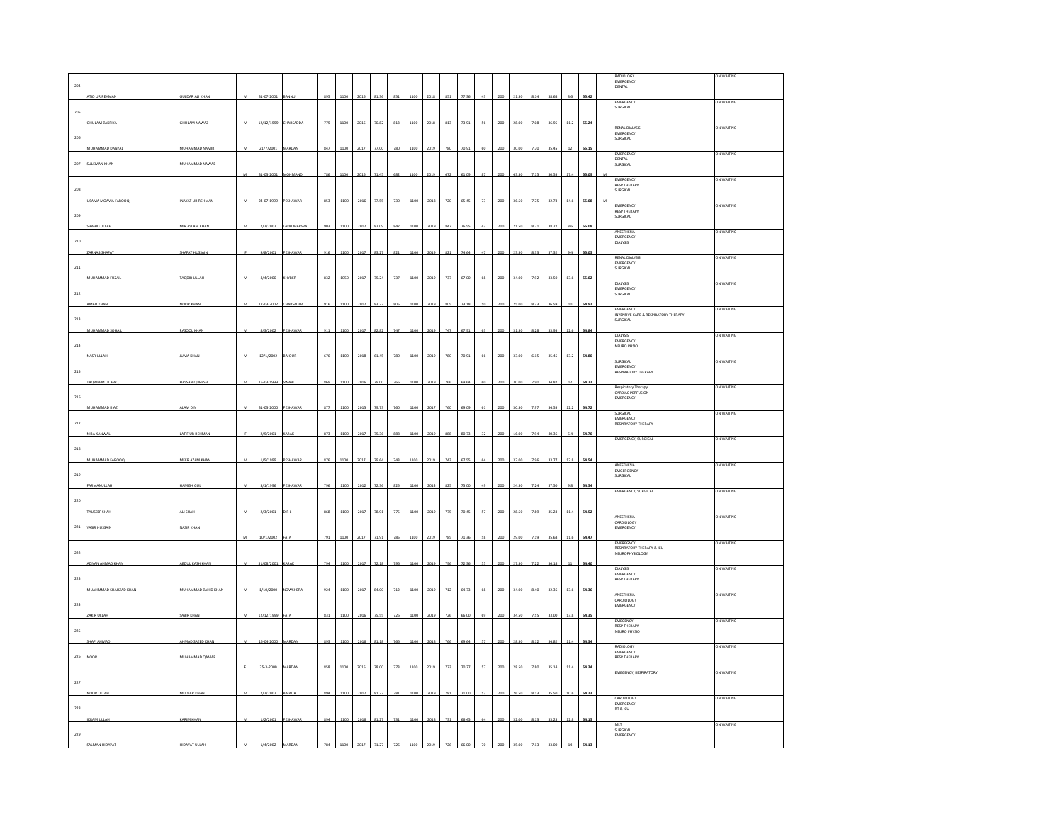| 204 | ATIQ UR REHMAN | GULDAR ALI KHAN | M | 31-07-2001 | BANNU | 895 | 1100 | 2016 | 81.36 | 851 | 1100 | 2018 | 851 | 77.36 | 43 | 200 | 21.50 | 8.14 | 38.68 | 8.6 | 55.42 | | RADIOLOGY<br>EMERGENCY<br>DENTAL | ON WAITING |
|---|---|---|---|---|---|---|---|---|---|---|---|---|---|---|---|---|---|---|---|---|---|---|---|---|
| 205 | GHULAM ZAKRIYA | GHULAM NAWAZ | M | 12/12/1999 | CHARSADDA | 779 | 1100 | 2016 | 70.82 | 813 | 1100 | 2018 | 813 | 73.91 | 56 | 200 | 28.00 | 7.08 | 36.95 | 11.2 | 55.24 | | EMERGENCY<br>SURGICAL | ON WAITING |
| 206 | MUHAMMAD DANYAL | MUHAMMAD NAMIR | M | 21/7/2001 | MARDAN | 847 | 1100 | 2017 | 77.00 | 780 | 1100 | 2019 | 780 | 70.91 | 60 | 200 | 30.00 | 7.70 | 35.45 | 12 | 55.15 | | RENAL DIALYSIS<br>EMERGENCY<br>SURGICAL | ON WAITING |
| 207 | SULEMAN KHAN | MUHAMMAD NAWAB | M | 31-03-2001 | MOHMAND | 786 | 1100 | 2016 | 71.45 | 682 | 1100 | 2019 | 672 | 61.09 | 87 | 200 | 43.50 | 7.15 | 30.55 | 17.4 | 55.09 | MI | EMERGENCY<br>DENTAL<br>SURGICAL | ON WAITING |
| 208 | USAMA MOAVIA FAROOQ | INAYAT UR REHMAN | M | 24-07-1999 | PESHAWAR | 853 | 1100 | 2016 | 77.55 | 720 | 1100 | 2018 | 720 | 65.45 | 73 | 200 | 36.50 | 7.75 | 32.73 | 14.6 | 55.08 | MI | EMERGENCY<br>RESP THERAPY<br>SURGICAL | ON WAITING |
| 209 | SHAHID ULLAH | MIR ASLAM KHAN | M | 2/2/2002 | LAKKI MARWAT | 903 | 1100 | 2017 | 82.09 | 842 | 1100 | 2019 | 842 | 76.55 | 43 | 200 | 21.50 | 8.21 | 38.27 | 8.6 | 55.08 | | EMERGENCY<br>RESP THERAPY<br>SURGICAL | ON WAITING |
| 210 | ZARNAB SHAFAT | SHAFAT HUSSAIN | F | 9/8/2001 | PESHAWAR | 916 | 1100 | 2017 | 83.27 | 821 | 1100 | 2019 | 821 | 74.64 | 47 | 200 | 23.50 | 8.33 | 37.32 | 9.4 | 55.05 | | ANESTHESIA<br>EMERGENCY<br>DIALYSIS | ON WAITING |
| 211 | MUHAMMAD FUZAIL | TAQDIR ULLAH | M | 4/4/2000 | KHYBER | 832 | 1050 | 2017 | 79.24 | 737 | 1100 | 2019 | 737 | 67.00 | 68 | 200 | 34.00 | 7.92 | 33.50 | 13.6 | 55.02 | | RENAL DIALYSIS<br>EMERGENCY<br>SURGICAL | ON WAITING |
| 212 | AMAD KHAN | NOOR KHAN | M | 17-03-2002 | CHARSADDA | 916 | 1100 | 2017 | 83.27 | 805 | 1100 | 2019 | 805 | 73.18 | 50 | 200 | 25.00 | 8.33 | 36.59 | 10 | 54.92 | | DIALYSIS<br>EMERGENCY<br>SURGICAL | ON WAITING |
| 213 | MUHAMMAD SOHAIL | RASOOL KHAN | M | 8/3/2002 | PESHAWAR | 911 | 1100 | 2017 | 82.82 | 747 | 1100 | 2019 | 747 | 67.91 | 63 | 200 | 31.50 | 8.28 | 33.95 | 12.6 | 54.84 | | EMERGENCY<br>INTENSIVE CARE & RESPIRATORY THERAPY<br>SURGICAL | ON WAITING |
| 214 | NASR ULLAH | JUMA KHAN | M | 12/1/2002 | BAJOUR | 676 | 1100 | 2018 | 61.45 | 780 | 1100 | 2019 | 780 | 70.91 | 66 | 200 | 33.00 | 6.15 | 35.45 | 13.2 | 54.80 | | DIALYSIS<br>EMERGENCY<br>NEURO PHISIO | ON WAITING |
| 215 | TAQWEEM UL HAQ | HASSAN QURESH | M | 16-03-1999 | SWABI | 869 | 1100 | 2016 | 79.00 | 766 | 1100 | 2019 | 766 | 69.64 | 60 | 200 | 30.00 | 7.90 | 34.82 | 12 | 54.72 | | SURGICAL<br>EMERGENCY<br>RESPIRATORY THERAPY | ON WAITING |
| 216 | MUHAMMAD RIAZ | ALAM DIN | M | 31-03-2000 | PESHAWAR | 877 | 1100 | 2015 | 79.73 | 760 | 1100 | 2017 | 760 | 69.09 | 61 | 200 | 30.50 | 7.97 | 34.55 | 12.2 | 54.72 | | Respiratory Therapy<br>CARDIAC PERFUSION<br>EMERGENCY | ON WAITING |
| 217 | NIBA KANWAL | LATIF UR REHMAN | F | 2/9/2001 | KARAK | 873 | 1100 | 2017 | 79.36 | 888 | 1100 | 2019 | 888 | 80.73 | 32 | 200 | 16.00 | 7.94 | 40.36 | 6.4 | 54.70 | | SURGICAL<br>EMERGENCY<br>RESPIRATORY THERAPY | ON WAITING |
| 218 | MUHAMMAD FAROOQ | MEER AZAM KHAN | M | 1/5/1999 | PESHAWAR | 876 | 1100 | 2017 | 79.64 | 743 | 1100 | 2019 | 743 | 67.55 | 64 | 200 | 32.00 | 7.96 | 33.77 | 12.8 | 54.54 | | EMERGENCY, SURGICAL | ON WAITING |
| 219 | FARMANULLAH | HAMISH GUL | M | 5/1/1996 | PESHAWAR | 796 | 1100 | 2012 | 72.36 | 825 | 1100 | 2014 | 825 | 75.00 | 49 | 200 | 24.50 | 7.24 | 37.50 | 9.8 | 54.54 | | ANESTHESIA<br>EMGERGENCY<br>SURGICAL | ON WAITING |
| 220 | TAUSEEF SHAH | ALI SHAH | M | 2/3/2001 | DIR L | 868 | 1100 | 2017 | 78.91 | 775 | 1100 | 2019 | 775 | 70.45 | 57 | 200 | 28.50 | 7.89 | 35.23 | 11.4 | 54.52 | | EMERGENCY, SURGICAL | ON WAITING |
| 221 | YASIR HUSSAIN | NASIR KHAN | M | 10/1/2002 | FATA | 791 | 1100 | 2017 | 71.91 | 785 | 1100 | 2019 | 785 | 71.36 | 58 | 200 | 29.00 | 7.19 | 35.68 | 11.6 | 54.47 | | ANESTHESIA<br>CARDIOLOGY<br>EMERGENCY | ON WAITING |
| 222 | ADNAN AHMAD KHAN | ABDUL KASH KHAN | M | 31/08/2001 | KARAK | 794 | 1100 | 2017 | 72.18 | 796 | 1100 | 2019 | 796 | 72.36 | 55 | 200 | 27.50 | 7.22 | 36.18 | 11 | 54.40 | | EMEREGNCY<br>RESPIRATORY THERAPY & ICU<br>NEUROPHYSIOLOGY | ON WAITING |
| 223 | MUAHMMAD SHAHZAD KHAN | MUHAMMAD ZAHID KHAN | M | 1/10/2000 | NOWSHERA | 924 | 1100 | 2017 | 84.00 | 712 | 1100 | 2019 | 712 | 64.73 | 68 | 200 | 34.00 | 8.40 | 32.36 | 13.6 | 54.36 | | DIALYSIS<br>EMERGENCY<br>RESP THERAPY | ON WAITING |
| 224 | ZAKIR ULLAH | SABIR KHAN | M | 12/12/1999 | FATA | 831 | 1100 | 2016 | 75.55 | 726 | 1100 | 2019 | 726 | 66.00 | 69 | 200 | 34.50 | 7.55 | 33.00 | 13.8 | 54.35 | | ANESTHESIA<br>CARDIOLOGY<br>EMERGENCY | ON WAITING |
| 225 | SHAFI AHMAD | AHMAD SAEED KHAN | M | 16-04-2000 | MARDAN | 893 | 1100 | 2016 | 81.18 | 766 | 1100 | 2018 | 766 | 69.64 | 57 | 200 | 28.50 | 8.12 | 34.82 | 11.4 | 54.34 | | EMEGENCY<br>RESP THERAPY<br>NEURO PHYSIO | ON WAITING |
| 226 | NOOR | MUHAMMAD QAMAR | F | 25-3-2000 | MARDAN | 858 | 1100 | 2016 | 78.00 | 773 | 1100 | 2019 | 773 | 70.27 | 57 | 200 | 28.50 | 7.80 | 35.14 | 11.4 | 54.34 | | RADIOLOGY<br>EMERGENCY<br>RESP THERAPY | ON WAITING |
| 227 | NOOR ULLAH | MUDEER KHAN | M | 2/2/2002 | BAJAUR | 894 | 1100 | 2017 | 81.27 | 781 | 1100 | 2019 | 781 | 71.00 | 53 | 200 | 26.50 | 8.13 | 35.50 | 10.6 | 54.23 | | EMEGENCY, RESPIRATORY | ON WAITING |
| 228 | IKRAM ULLAH | KARIM KHAN | M | 1/2/2001 | PESHAWAR | 894 | 1100 | 2016 | 81.27 | 731 | 1100 | 2018 | 731 | 66.45 | 64 | 200 | 32.00 | 8.13 | 33.23 | 12.8 | 54.15 | | CARDIOLOGY<br>EMERGENCY<br>RT & ICU | ON WAITING |
| 229 | SALMAN HIDAYAT | HIDAYAT ULLAH | M | 1/4/2002 | MARDAN | 784 | 1100 | 2017 | 71.27 | 726 | 1100 | 2019 | 726 | 66.00 | 70 | 200 | 35.00 | 7.13 | 33.00 | 14 | 54.13 | | MLT<br>SURGICAL<br>EMERGENCY | ON WAITING |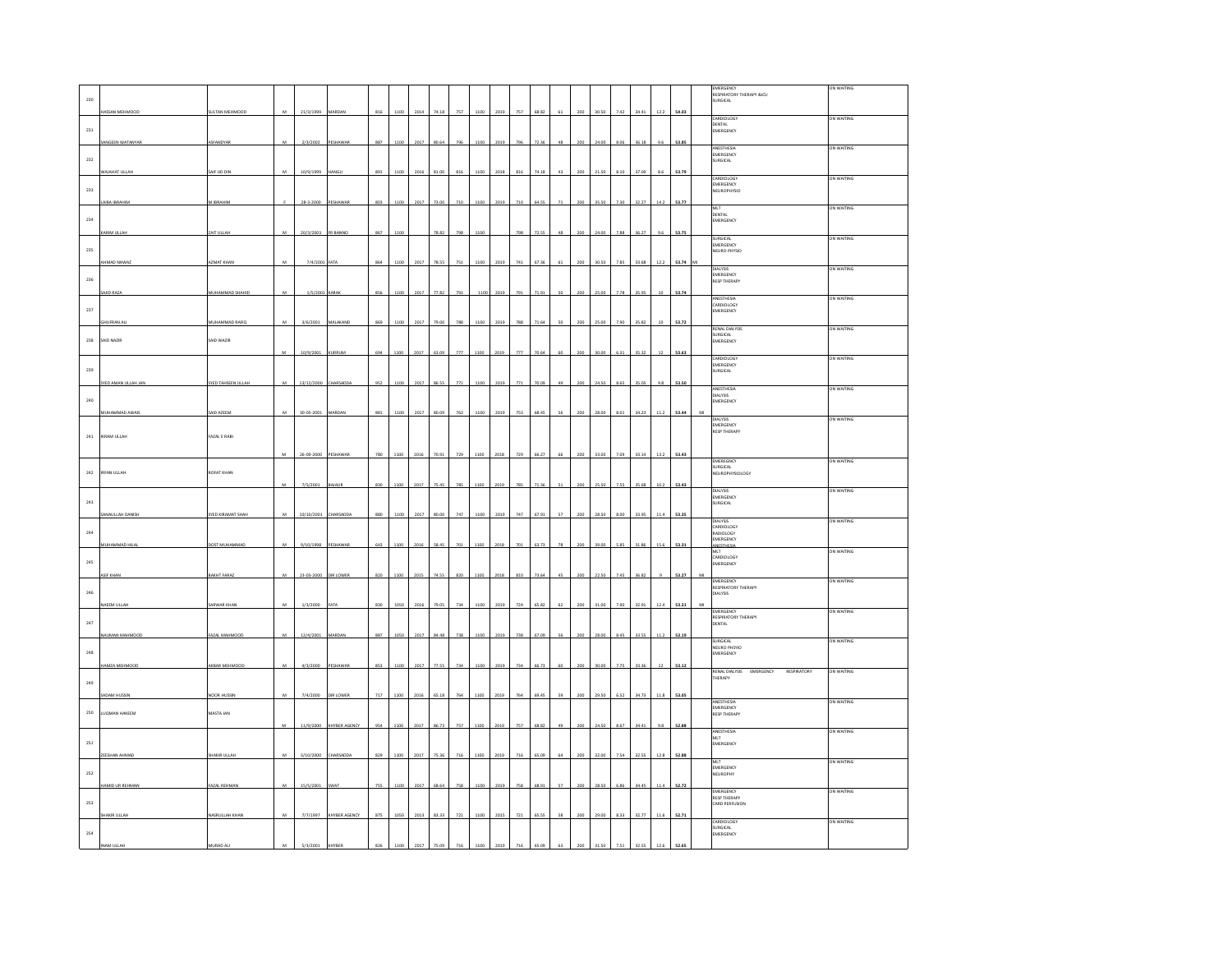| 230 | HASSAN MEHMOOD | SULTAN MEHMOOD | M | 21/3/1999 | MARDAN | 816 | 1100 | 2014 | 74.18 | 757 | 1100 | 2019 | 757 | 68.82 | 61 | 200 | 30.50 | 7.42 | 34.41 | 12.2 | 54.03 | | EMERGENCY<br>RESPIRATORY THERAPY &ICU<br>SURGICAL | ON WAITING |
|---|---|---|---|---|---|---|---|---|---|---|---|---|---|---|---|---|---|---|---|---|---|---|---|---|
| 231 | SANGEEN WATANYAR | ASFANDYAR | M | 2/3/2002 | PESHAWAR | 887 | 1100 | 2017 | 80.64 | 796 | 1100 | 2019 | 796 | 72.36 | 48 | 200 | 24.00 | 8.06 | 36.18 | 9.6 | 53.85 | | CARDIOLOGY<br>DENTAL<br>EMERGENCY | ON WAITING |
| 232 | WAJAHAT ULLAH | SAIF UD DIN | M | 10/9/1999 | HANGU | 891 | 1100 | 2016 | 81.00 | 816 | 1100 | 2018 | 816 | 74.18 | 43 | 200 | 21.50 | 8.10 | 37.09 | 8.6 | 53.79 | | ANESTHESIA<br>EMERGENCY<br>SURGICAL | ON WAITING |
| 233 | LAIBA IBRAHIM | M IBRAHIM | F | 28-3-2000 | PESHAWAR | 803 | 1100 | 2017 | 73.00 | 710 | 1100 | 2019 | 710 | 64.55 | 71 | 200 | 35.50 | 7.30 | 32.27 | 14.2 | 53.77 | | CARDIOLOGY<br>EMERGENCY<br>NEUROPHYSIO | ON WAITING |
| 234 | KARIM ULLAH | ZAIT ULLAH | M | 20/3/2003 | FR BANNO | 867 | 1100 | | 78.82 | 798 | 1100 | | 798 | 72.55 | 48 | 200 | 24.00 | 7.88 | 36.27 | 9.6 | 53.75 | | MLT<br>DENTAL<br>EMERGENCY | ON WAITING |
| 235 | AHMAD NAWAZ | AZMAT KHAN | M | 7/4/2001 | FATA | 864 | 1100 | 2017 | 78.55 | 741 | 1100 | 2019 | 741 | 67.36 | 61 | 200 | 30.50 | 7.85 | 33.68 | 12.2 | 53.74 | MI | SURGICAL<br>EMERGENCY<br>NEURO PHYSIO | ON WAITING |
| 236 | SAID RAZA | MUHAMMAD SHAHID | M | 1/5/2001 | KARAK | 856 | 1100 | 2017 | 77.82 | 791 | 1100 | 2019 | 791 | 71.91 | 50 | 200 | 25.00 | 7.78 | 35.95 | 10 | 53.74 | | DIALYSIS<br>EMERGENCY<br>RESP THERAPY | ON WAITING |
| 237 | GHUFRAN ALI | MUHAMMAD RAFIQ | M | 3/6/2001 | MALAKAND | 869 | 1100 | 2017 | 79.00 | 788 | 1100 | 2019 | 788 | 71.64 | 50 | 200 | 25.00 | 7.90 | 35.82 | 10 | 53.72 | | ANESTHESIA<br>CARDIOLOGY<br>EMERGENCY | ON WAITING |
| 238 | SAID NAZIR | SAID WAZIR | M | 10/9/2001 | KURRUM | 694 | 1100 | 2017 | 63.09 | 777 | 1100 | 2019 | 777 | 70.64 | 60 | 200 | 30.00 | 6.31 | 35.32 | 12 | 53.63 | | RENAL DIALYSIS<br>SURGICAL<br>EMERGENCY | ON WAITING |
| 239 | SYED AMAN ULLAH JAN | SYED TAHSEEN ULLAH | M | 13/12/2000 | CHARSADDA | 952 | 1100 | 2017 | 86.55 | 771 | 1100 | 2019 | 771 | 70.09 | 49 | 200 | 24.50 | 8.65 | 35.05 | 9.8 | 53.50 | | CARDIOLOGY<br>EMERGENCY<br>SURGICAL | ON WAITING |
| 240 | MUHAMMAD AWAIS | SAID AZEEM | M | 30-05-2001 | MARDAN | 881 | 1100 | 2017 | 80.09 | 753 | 1100 | 2019 | 753 | 68.45 | 56 | 200 | 28.00 | 8.01 | 34.23 | 11.2 | 53.44 | MI | ANESTHESIA<br>DIALYSIS<br>EMERGENCY | ON WAITING |
| 241 | IKRAM ULLAH | FAZAL E RABI | M | 26-09-2000 | PESHAWAR | 780 | 1100 | 2016 | 70.91 | 729 | 1100 | 2018 | 729 | 66.27 | 66 | 200 | 33.00 | 7.09 | 33.14 | 13.2 | 53.43 | | DIALYSIS<br>EMERGENCY<br>RESP THERAPY | ON WAITING |
| 242 | IRFAN ULLAH | KOFAT KHAN | M | 7/5/2001 | BAJAUR | 830 | 1100 | 2017 | 75.45 | 785 | 1100 | 2019 | 785 | 71.36 | 51 | 200 | 25.50 | 7.55 | 35.68 | 10.2 | 53.43 | | EMERGENCY<br>SURGICAL<br>NEUROPHYSIOLOGY | ON WAITING |
| 243 | SANAULLAH DANISH | SYED KIRAMAT SHAH | M | 10/10/2001 | CHARSADDA | 880 | 1100 | 2017 | 80.00 | 747 | 1100 | 2019 | 747 | 67.91 | 57 | 200 | 28.50 | 8.00 | 33.95 | 11.4 | 53.35 | | DIALYSIS<br>EMERGENCY<br>SURGICAL | ON WAITING |
| 244 | MUHAMMAD HILAL | DOST MUHAMMAD | M | 9/10/1998 | PESHAWAR | 643 | 1100 | 2016 | 58.45 | 701 | 1100 | 2018 | 701 | 63.73 | 78 | 200 | 39.00 | 5.85 | 31.86 | 15.6 | 53.31 | | DIALYSIS<br>CARDIOLOGY<br>RADIOLOGY<br>EMERGENCY<br>ANESTHESIA | ON WAITING |
| 245 | ASIF KHAN | BAKHT FARAZ | M | 23-03-2000 | DIR LOWER | 820 | 1100 | 2015 | 74.55 | 820 | 1100 | 2018 | 810 | 73.64 | 45 | 200 | 22.50 | 7.45 | 36.82 | 9 | 53.27 | MI | MLT<br>CARDIOLOGY<br>EMERGENCY | ON WAITING |
| 246 | NAEEM ULLAH | SARWAR KHAN | M | 1/3/2000 | FATA | 830 | 1050 | 2016 | 79.05 | 734 | 1100 | 2019 | 724 | 65.82 | 62 | 200 | 31.00 | 7.90 | 32.91 | 12.4 | 53.21 | MI | EMERGENCY<br>RESPIRATORY THERAPY<br>DIALYSIS | ON WAITING |
| 247 | NAUMAN MAHMOOD | FAZAL MAHMOOD | M | 12/4/2001 | MARDAN | 887 | 1050 | 2017 | 84.48 | 738 | 1100 | 2019 | 738 | 67.09 | 56 | 200 | 28.00 | 8.45 | 33.55 | 11.2 | 53.19 | | EMERGENCY<br>RESPIRATORY THERAPY<br>DENTAL | ON WAITING |
| 248 | HAMZA MEHMOOD | AKBAR MEHMOOD | M | 4/3/2000 | PESHAWAR | 853 | 1100 | 2017 | 77.55 | 734 | 1100 | 2019 | 734 | 66.73 | 60 | 200 | 30.00 | 7.75 | 33.36 | 12 | 53.12 | | SURGICAL<br>NEURO PHYSIO<br>EMERGENCY | ON WAITING |
| 249 | SADAM HUSSIN | NOOR HUSSIN | M | 7/4/2000 | DIR LOWER | 717 | 1100 | 2016 | 65.18 | 764 | 1100 | 2019 | 764 | 69.45 | 59 | 200 | 29.50 | 6.52 | 34.73 | 11.8 | 53.05 | | RENAL DIALYSIS EMERGENCY RESPIRATORY THERAPY | ON WAITING |
| 250 | LUQMAN HAKEEM | MASTA JAN | M | 11/9/2000 | KHYBER AGENCY | 954 | 1100 | 2017 | 86.73 | 757 | 1100 | 2019 | 757 | 68.82 | 49 | 200 | 24.50 | 8.67 | 34.41 | 9.8 | 52.88 | | ANESTHESIA<br>EMERGENCY<br>RESP THERAPY | ON WAITING |
| 251 | ZEESHAN AHMAD | SHAKIR ULLAH | M | 3/10/2000 | CHARSADDA | 829 | 1100 | 2017 | 75.36 | 716 | 1100 | 2019 | 716 | 65.09 | 64 | 200 | 32.00 | 7.54 | 32.55 | 12.8 | 52.88 | | ANESTHESIA<br>MLT<br>EMERGENCY | ON WAITING |
| 252 | HAMID UR REHMAN | FAZAL REHMAN | M | 15/5/2001 | SWAT | 755 | 1100 | 2017 | 68.64 | 758 | 1100 | 2019 | 758 | 68.91 | 57 | 200 | 28.50 | 6.86 | 34.45 | 11.4 | 52.72 | | MLT<br>EMERGENCY<br>NEUROPHY | ON WAITING |
| 253 | SHAKIR ULLAH | NASRULLAH KHAN | M | 7/7/1997 | KHYBER AGENCY | 875 | 1050 | 2013 | 83.33 | 721 | 1100 | 2015 | 721 | 65.55 | 58 | 200 | 29.00 | 8.33 | 32.77 | 11.6 | 52.71 | | EMERGENCY<br>RESP THERAPY<br>CARD PERFUSION | ON WAITING |
| 254 | INAM ULLAH | MURAD ALI | M | 5/3/2001 | KHYBER | 826 | 1100 | 2017 | 75.09 | 716 | 1100 | 2019 | 716 | 65.09 | 63 | 200 | 31.50 | 7.51 | 32.55 | 12.6 | 52.65 | | CARDIOLOGY<br>SURGICAL<br>EMERGENCY | ON WAITING |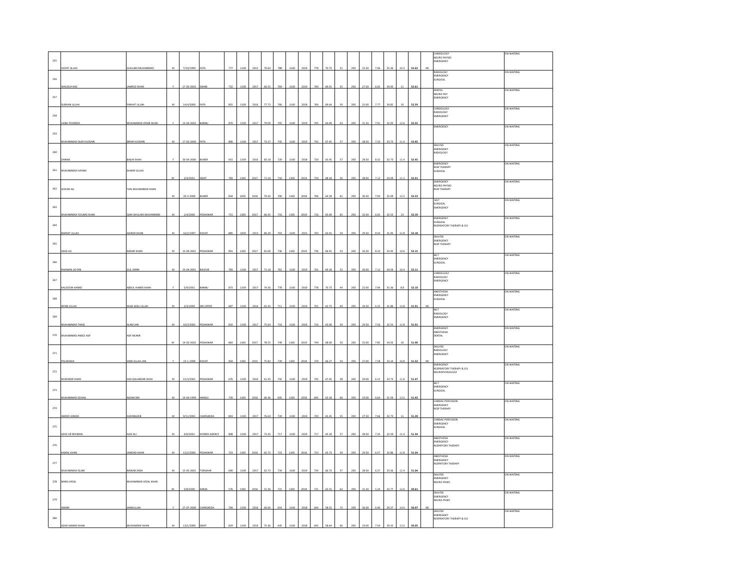| 255 | HAYAT ULLAH | GHULAM MUHAMMAD | M | 7/10/1999 | FATA | 777 | 1100 | 2015 | 70.64 | 788 | 1100 | 2019 | 778 | 70.73 | 51 | 200 | 25.50 | 7.06 | 35.36 | 10.2 | 52.63 | MI | CARDIOLOGY NEURO PHYSIO EMERGENCY | ON WAITING |
|---|---|---|---|---|---|---|---|---|---|---|---|---|---|---|---|---|---|---|---|---|---|---|---|---|
| 256 | WALEEJA NAZ | JAMROZ KHAN | F | 17-02-2002 | SWABI | 732 | 1100 | 2017 | 66.55 | 769 | 1100 | 2019 | 769 | 69.91 | 55 | 200 | 27.50 | 6.65 | 34.95 | 11 | 52.61 | | RADIOLOGY EMERGENCY SURGICAL | ON WAITING |
| 257 | SUBHAN ULLAH | FARHAT ULLAH | M | 14/4/2000 | FATA | 855 | 1100 | 2016 | 77.73 | 766 | 1100 | 2018 | 766 | 69.64 | 50 | 200 | 25.00 | 7.77 | 34.82 | 10 | 52.59 | | DENTAL NEURO PHY EMERGENCY | ON WAITING |
| 258 | LAIBA TEHREEM | MUHAMMAD AFSAR KHAN | F | 13-04-2002 | BANNU | 870 | 1100 | 2017 | 79.09 | 705 | 1100 | 2019 | 705 | 64.09 | 63 | 200 | 31.50 | 7.91 | 32.05 | 12.6 | 52.55 | | CARDIOLOGY RADIOLOGY EMERGENCY | ON WAITING |
| 259 | MUHAMMAD SAJID HUSSAIN | IBRAR HUSSAIN | M | 17-02-2000 | FATA | 806 | 1100 | 2017 | 73.27 | 742 | 1100 | 2019 | 742 | 67.45 | 57 | 200 | 28.50 | 7.33 | 33.73 | 11.4 | 52.45 | | EMERGENCY | ON WAITING |
| 260 | ZAINAB | BAGHI SHAH | F | 30-04-2000 | BUNER | 915 | 1100 | 2016 | 83.18 | 720 | 1100 | 2018 | 720 | 65.45 | 57 | 200 | 28.50 | 8.32 | 32.73 | 11.4 | 52.45 | | DIALYSIS EMERGENCY RADIOLOGY | ON WAITING |
| 261 | MUHAMMAD HAYAM | SHAKIR ULLAH | M | 2/4/2001 | SWAT | 783 | 1100 | 2017 | 71.18 | 750 | 1100 | 2019 | 750 | 68.18 | 56 | 200 | 28.00 | 7.12 | 34.09 | 11.2 | 52.41 | | EMERGENCY RESP THERAPY SURGICAL | ON WAITING |
| 262 | GOHAR ALI | TAAJ MUHAMMAD KHAN | M | 20-3-2000 | BUNER | 834 | 1050 | 2016 | 79.43 | 706 | 1100 | 2018 | 706 | 64.18 | 61 | 200 | 30.50 | 7.94 | 32.09 | 12.2 | 52.23 | | EMERGENCY NEURO PHYSIO RESP THERAPY | ON WAITING |
| 263 | MUHAMMAD YOUNAS KHAN | QARI GHULAM MUHAMMAD | M | 3/4/2000 | PESHAWAR | 731 | 1100 | 2017 | 66.45 | 716 | 1100 | 2019 | 716 | 65.09 | 65 | 200 | 32.50 | 6.65 | 32.55 | 13 | 52.19 | | MLT SURGICAL EMERGENCY | ON WAITING |
| 264 | BARKAT ULLAH | ASHRAF KHAN | M | 16/2/1997 | KOHAT | 885 | 1050 | 2013 | 84.29 | 703 | 1100 | 2015 | 703 | 63.91 | 59 | 200 | 29.50 | 8.43 | 31.95 | 11.8 | 52.18 | | EMERGENCY SURGICAL RESPIRATORY THERAPY & ICU | ON WAITING |
| 265 | ASAD ALI | NADAR KHAN | M | 15-09-2001 | PESHAWAR | 891 | 1100 | 2017 | 81.00 | 736 | 1100 | 2019 | 736 | 66.91 | 53 | 200 | 26.50 | 8.10 | 33.45 | 10.6 | 52.15 | | DIALYSIS EMERGENCY RESP THERAPY | ON WAITING |
| 266 | RAHMAN UD DIN | GUL ZARIN | M | 25-04-2001 | BAJOUR | 783 | 1100 | 2017 | 71.18 | 761 | 1100 | 2019 | 761 | 69.18 | 52 | 200 | 26.00 | 7.12 | 34.59 | 10.4 | 52.11 | | MLT EMERGENCY SURGICAL | ON WAITING |
| 267 | KALSOOM HAMID | ABDUL HAMID KHAN | F | 5/9/2001 | BANNU | 873 | 1100 | 2017 | 79.36 | 778 | 1100 | 2019 | 778 | 70.73 | 44 | 200 | 22.00 | 7.94 | 35.36 | 8.8 | 52.10 | | CARDIOLOGY RADIOLOGY EMERGENCY | ON WAITING |
| 268 | IRFAN ULLAH | SHAH WALI ULLAH | M | 2/4/1999 | DIR UPPER | 687 | 1100 | 2016 | 62.45 | 711 | 1100 | 2019 | 701 | 63.73 | 69 | 200 | 34.50 | 6.25 | 31.86 | 13.8 | 51.91 | MI | ANESTHESIA EMERGENCY SURGICAL | ON WAITING |
| 269 | MUHAMMAD TARIQ | ALAM JAN | M | 10/3/2002 | PESHAWAR | 832 | 1100 | 2017 | 75.64 | 716 | 1100 | 2019 | 716 | 65.09 | 59 | 200 | 29.50 | 7.56 | 32.55 | 11.8 | 51.91 | | MLT RADIOLOGY EMERGENCY | ON WAITING |
| 270 | MUHAMMAD ANEES ASIF | ASIF MUNIR | M | 14-02-2002 | PESHAWAR | 864 | 1100 | 2017 | 78.55 | 749 | 1100 | 2019 | 749 | 68.09 | 50 | 200 | 25.00 | 7.85 | 34.05 | 10 | 51.90 | | EMERGENCY ANESTHESIA DENTAL | ON WAITING |
| 271 | PALWASHA | SAMI ULLAH JAN | F | 22-1-1999 | KOHAT | 834 | 1100 | 2015 | 75.82 | 739 | 1100 | 2018 | 729 | 66.27 | 54 | 200 | 27.00 | 7.58 | 33.14 | 10.8 | 51.52 | MI | DIALYSIS RADIOLOGY EMERGENCY | ON WAITING |
| 272 | MUDASSIR KHAN | HAJI QALANDAR SHAH | M | 21/3/2001 | PESHAWAR | 676 | 1100 | 2016 | 61.45 | 742 | 1100 | 2019 | 742 | 67.45 | 58 | 200 | 29.00 | 6.15 | 33.73 | 11.6 | 51.47 | | EMERGENCY RESPIRATORY THERAPY & ICU NEUROPHYSIOLOGY | ON WAITING |
| 273 | MUHAMMAD SOHAIL | NIZAM DIN | M | 14-04-1999 | HANGU | 730 | 1100 | 2016 | 66.36 | 695 | 1100 | 2018 | 695 | 63.18 | 66 | 200 | 33.00 | 6.64 | 31.59 | 13.2 | 51.43 | | MLT EMERGENCY SURGICAL | ON WAITING |
| 274 | AMEER HAMZA | AURANGZEB | M | 9/11/2001 | CHARSADDA | 843 | 1100 | 2017 | 76.64 | 720 | 1100 | 2019 | 720 | 65.45 | 55 | 200 | 27.50 | 7.66 | 32.73 | 11 | 51.39 | | CARDIAC PERFUSION EMERGENCY RESP THERAPY | ON WAITING |
| 275 | AZAZ UR REHMAN | AJAZ ALI | M | 4/6/2001 | KHYBER AGENCY | 808 | 1100 | 2017 | 73.45 | 717 | 1100 | 2019 | 717 | 65.18 | 57 | 200 | 28.50 | 7.35 | 32.59 | 11.4 | 51.34 | | CARDIAC PERFUSION EMERGENCY SURGICAL | ON WAITING |
| 276 | KAMAL KHAN | JAMDAD KHAN | M | 12/2/2000 | PESHAWAR | 723 | 1100 | 2016 | 65.73 | 723 | 1100 | 2018 | 723 | 65.73 | 59 | 200 | 29.50 | 6.57 | 32.86 | 11.8 | 51.24 | | ANESTHESIA EMERGENCY RESPIRTORY THERAPY | ON WAITING |
| 277 | MUHAMMAD ISLAM | NAWAB ZADA | M | 15-05-2001 | TORGHAR | 690 | 1100 | 2017 | 62.73 | 734 | 1100 | 2019 | 734 | 66.73 | 57 | 200 | 28.50 | 6.27 | 33.36 | 11.4 | 51.04 | | ANESTHESIA EMERGENCY RESPIRTORY THERAPY | ON WAITING |
| 278 | MABU AFZAL | MUHAMMAD AFZAL KHAN | M | 5/8/2000 | KARAK | 576 | 1100 | 2016 | 52.36 | 721 | 1100 | 2018 | 721 | 65.55 | 63 | 200 | 31.50 | 5.24 | 32.77 | 12.6 | 50.61 | | DIALYSIS EMERGENCY NEURO PHSIO | ON WAITING |
| 279 | AIMAN | SANAULLAH | F | 27-07-2000 | CHARSADDA | 704 | 1100 | 2016 | 64.00 | 654 | 1100 | 2018 | 644 | 58.55 | 72 | 200 | 36.00 | 6.40 | 29.27 | 14.4 | 50.07 | MI | DIALYSIS EMERGENCY NEURO PHSIO | ON WAITING |
| 280 | AZAD AHMAD KHAN | MUSHARRAF KHAN | M | 13/1/2000 | SWAT | 829 | 1100 | 2016 | 75.36 | 645 | 1100 | 2018 | 645 | 58.64 | 66 | 200 | 33.00 | 7.54 | 29.32 | 13.2 | 50.05 | | DIALYSIS EMERGENCY RESPIRATORY THERAPY & ICU | ON WAITING |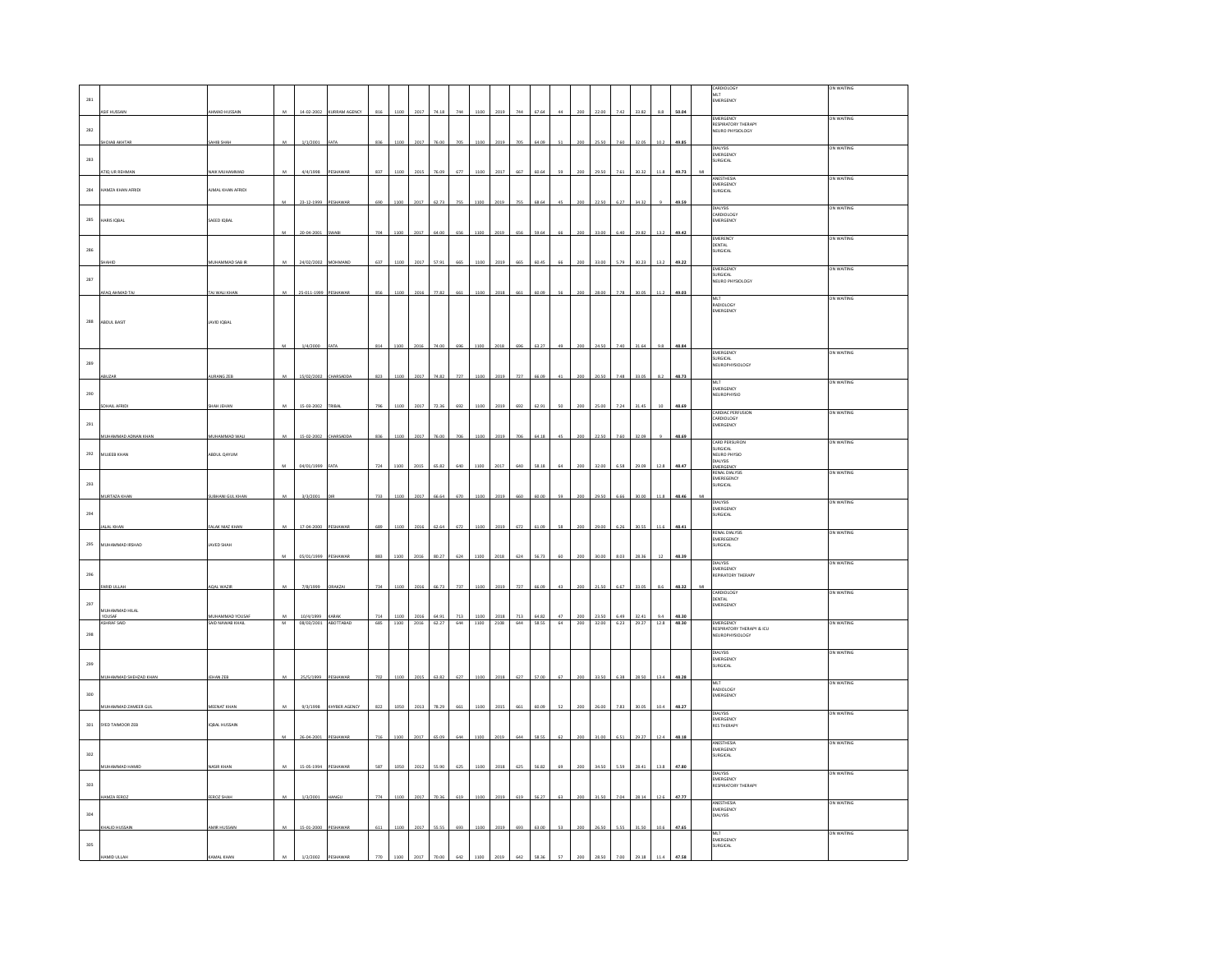| | | | | | | | | | | | | | | | | | | | | | | | | |
|---|---|---|---|---|---|---|---|---|---|---|---|---|---|---|---|---|---|---|---|---|---|---|---|---|
| 281 | ASIF HUSSAIN | AHMAD HUSSAIN | M | 14-02-2002 | KURRAM AGENCY | 816 | 1100 | 2017 | 74.18 | 744 | 1100 | 2019 | 744 | 67.64 | 44 | 200 | 22.00 | 7.42 | 33.82 | 8.8 | 50.04 | | CARDIOLOGY<br>MLT<br>EMERGENCY | ON WAITING |
| 282 | SHOAIB AKHTAR | SAHIB SHAH | M | 1/1/2001 | FATA | 836 | 1100 | 2017 | 76.00 | 705 | 1100 | 2019 | 705 | 64.09 | 51 | 200 | 25.50 | 7.60 | 32.05 | 10.2 | 49.85 | | EMERGENCY<br>RESPIRATORY THERAPY<br>NEURO PHYSIOLOGY | ON WAITING |
| 283 | ATIQ UR REHMAN | NAIK MUHAMMAD | M | 4/4/1998 | PESHAWAR | 837 | 1100 | 2015 | 76.09 | 677 | 1100 | 2017 | 667 | 60.64 | 59 | 200 | 29.50 | 7.61 | 30.32 | 11.8 | 49.73 | MI | DIALYSIS<br>EMERGENCY<br>SURGICAL | ON WAITING |
| 284 | HAMZA KHAN AFRIDI | AJMAL KHAN AFRIDI | M | 23-12-1999 | PESHAWAR | 690 | 1100 | 2017 | 62.73 | 755 | 1100 | 2019 | 755 | 68.64 | 45 | 200 | 22.50 | 6.27 | 34.32 | 9 | 49.59 | | ANESTHESIA<br>EMERGENCY<br>SURGICAL | ON WAITING |
| 285 | HARIS IQBAL | SAEED IQBAL | M | 20-04-2001 | SWABI | 704 | 1100 | 2017 | 64.00 | 656 | 1100 | 2019 | 656 | 59.64 | 66 | 200 | 33.00 | 6.40 | 29.82 | 13.2 | 49.42 | | DIALYSIS<br>CARDIOLOGY<br>EMERGENCY | ON WAITING |
| 286 | SHAHID | MUHAMMAD SABIR | M | 24/02/2002 | MOHMAND | 637 | 1100 | 2017 | 57.91 | 665 | 1100 | 2019 | 665 | 60.45 | 66 | 200 | 33.00 | 5.79 | 30.23 | 13.2 | 49.22 | | EMERENCY<br>DENTAL<br>SURGICAL | ON WAITING |
| 287 | AFAQ AHMAD TAJ | TAJ WALI KHAN | M | 25-011-1999 | PESHAWAR | 856 | 1100 | 2016 | 77.82 | 661 | 1100 | 2018 | 661 | 60.09 | 56 | 200 | 28.00 | 7.78 | 30.05 | 11.2 | 49.03 | | EMERGENCY<br>SURGICAL<br>NEURO PHYSIOLOGY | ON WAITING |
| 288 | ABDUL BASIT | JAVID IQBAL | M | 1/4/2000 | FATA | 814 | 1100 | 2016 | 74.00 | 696 | 1100 | 2018 | 696 | 63.27 | 49 | 200 | 24.50 | 7.40 | 31.64 | 9.8 | 48.84 | | MLT<br>RADIOLOGY<br>EMERGENCY | ON WAITING |
| 289 | ABUZAR | AURANG ZEB | M | 15/02/2002 | CHARSADDA | 823 | 1100 | 2017 | 74.82 | 727 | 1100 | 2019 | 727 | 66.09 | 41 | 200 | 20.50 | 7.48 | 33.05 | 8.2 | 48.73 | | EMERGENCY<br>SURGICAL<br>NEUROPHYSIOLOGY | ON WAITING |
| 290 | SOHAIL AFRIDI | SHAH JEHAN | M | 15-03-2002 | TRIBAL | 796 | 1100 | 2017 | 72.36 | 692 | 1100 | 2019 | 692 | 62.91 | 50 | 200 | 25.00 | 7.24 | 31.45 | 10 | 48.69 | | MLT<br>EMERGENCY<br>NEUROPHYSIO | ON WAITING |
| 291 | MUHAMMAD ADNAN KHAN | MUHAMMAD WALI | M | 15-02-2002 | CHARSADDA | 836 | 1100 | 2017 | 76.00 | 706 | 1100 | 2019 | 706 | 64.18 | 45 | 200 | 22.50 | 7.60 | 32.09 | 9 | 48.69 | | CARDIAC PERFUSION<br>CARDIOLOGY<br>EMERGENCY | ON WAITING |
| 292 | MUJEEB KHAN | ABDUL QAYUM | M | 04/01/1999 | FATA | 724 | 1100 | 2015 | 65.82 | 640 | 1100 | 2017 | 640 | 58.18 | 64 | 200 | 32.00 | 6.58 | 29.09 | 12.8 | 48.47 | | CARD PERSURION<br>SURGICAL<br>NEURO PHYSIO<br>DIALYSIS<br>EMERGENCY | ON WAITING |
| 293 | MURTAZA KHAN | SUBHANI GUL KHAN | M | 3/3/2001 | DIR | 733 | 1100 | 2017 | 66.64 | 670 | 1100 | 2019 | 660 | 60.00 | 59 | 200 | 29.50 | 6.66 | 30.00 | 11.8 | 48.46 | MI | RENAL DIALYSIS<br>EMEREGENCY<br>SURGICAL | ON WAITING |
| 294 | JALAL KHAN | FALAK NIAZ KHAN | M | 17-04-2000 | PESHAWAR | 689 | 1100 | 2016 | 62.64 | 672 | 1100 | 2019 | 672 | 61.09 | 58 | 200 | 29.00 | 6.26 | 30.55 | 11.6 | 48.41 | | DIALYSIS<br>EMERGENCY<br>SURGICAL | ON WAITING |
| 295 | MUHAMMAD IRSHAD | JAVED SHAH | M | 05/01/1999 | PESHAWAR | 883 | 1100 | 2016 | 80.27 | 624 | 1100 | 2018 | 624 | 56.73 | 60 | 200 | 30.00 | 8.03 | 28.36 | 12 | 48.39 | | RENAL DIALYSIS<br>EMEREGENCY<br>SURGICAL | ON WAITING |
| 296 | FARID ULLAH | AQAL WAZIR | M | 7/8/1999 | ORAKZAI | 734 | 1100 | 2016 | 66.73 | 737 | 1100 | 2019 | 727 | 66.09 | 43 | 200 | 21.50 | 6.67 | 33.05 | 8.6 | 48.32 | MI | DIALYSIS<br>EMERGENCY<br>REPIRATORY THERAPY | ON WAITING |
| 297 | MUHAMMAD HILAL YOUSAF | MUHAMMAD YOUSAF | M | 10/4/1999 | KARAK | 714 | 1100 | 2016 | 64.91 | 713 | 1100 | 2018 | 713 | 64.82 | 47 | 200 | 23.50 | 6.49 | 32.41 | 9.4 | 48.30 | | CARDIOLOGY<br>DENTAL<br>EMERGENCY | ON WAITING |
| 298 | ASHRAF SAID | SAID NAWAB KHAIL | M | 08/03/2001 | ABOTTABAD | 685 | 1100 | 2016 | 62.27 | 644 | 1100 | 2108 | 644 | 58.55 | 64 | 200 | 32.00 | 6.23 | 29.27 | 12.8 | 48.30 | | EMERGENCY<br>RESPIRATORY THERAPY & ICU<br>NEUROPHYSIOLOGY | ON WAITING |
| 299 | MUHAMMAD SHEHZAD KHAN | JEHAN ZEB | M | 25/5/1999 | PESHAWAR | 702 | 1100 | 2015 | 63.82 | 627 | 1100 | 2018 | 627 | 57.00 | 67 | 200 | 33.50 | 6.38 | 28.50 | 13.4 | 48.28 | | DIALYSIS<br>EMERGENCY<br>SURGICAL | ON WAITING |
| 300 | MUHAMMAD ZAMEER GUL | MEENAT KHAN | M | 9/3/1998 | KHYBER AGENCY | 822 | 1050 | 2013 | 78.29 | 661 | 1100 | 2015 | 661 | 60.09 | 52 | 200 | 26.00 | 7.83 | 30.05 | 10.4 | 48.27 | | MLT<br>RADIOLOGY<br>EMERGENCY | ON WAITING |
| 301 | SYED TAIMOOR ZEB | IQBAL HUSSAIN | M | 26-04-2001 | PESHAWAR | 716 | 1100 | 2017 | 65.09 | 644 | 1100 | 2019 | 644 | 58.55 | 62 | 200 | 31.00 | 6.51 | 29.27 | 12.4 | 48.18 | | DIALYSIS<br>EMERGENCY<br>RES THERAPY | ON WAITING |
| 302 | MUHAMMAD HAMID | NASIR KHAN | M | 15-05-1994 | PESHAWAR | 587 | 1050 | 2012 | 55.90 | 625 | 1100 | 2018 | 625 | 56.82 | 69 | 200 | 34.50 | 5.59 | 28.41 | 13.8 | 47.80 | | ANESTHESIA<br>EMERGENCY<br>SURGICAL | ON WAITING |
| 303 | HAMZA FEROZ | FEROZ SHAH | M | 1/3/2001 | HANGU | 774 | 1100 | 2017 | 70.36 | 619 | 1100 | 2019 | 619 | 56.27 | 63 | 200 | 31.50 | 7.04 | 28.14 | 12.6 | 47.77 | | DIALYSIS<br>EMERGENCY<br>RESPIRATORY THERAPY | ON WAITING |
| 304 | KHALID HUSSAIN | AMIR HUSSAIN | M | 15-01-2000 | PESHAWAR | 611 | 1100 | 2017 | 55.55 | 693 | 1100 | 2019 | 693 | 63.00 | 53 | 200 | 26.50 | 5.55 | 31.50 | 10.6 | 47.65 | | ANESTHESIA<br>EMERGENCY<br>DIALYSIS | ON WAITING |
| 305 | HAMID ULLAH | KAMAL KHAN | M | 1/2/2002 | PESHAWAR | 770 | 1100 | 2017 | 70.00 | 642 | 1100 | 2019 | 642 | 58.36 | 57 | 200 | 28.50 | 7.00 | 29.18 | 11.4 | 47.58 | | MLT<br>EMERGENCY<br>SURGICAL | ON WAITING |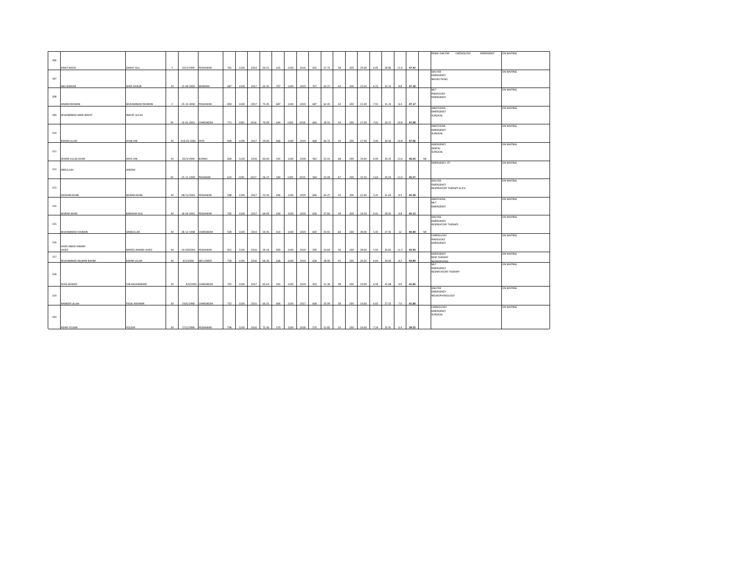| | | | | | | | | | | | | | | | | | | | | | | | | | |
|---|---|---|---|---|---|---|---|---|---|---|---|---|---|---|---|---|---|---|---|---|---|---|---|---|---|
| 306 | RINAT NOOR | ZIARAT GUL | F | 10/3/1999 | PESHAWAR | 765 | 1100 | 2014 | 69.55 | 635 | 1100 | 2016 | 635 | 57.73 | 58 | 200 | 29.00 | 6.95 | 28.86 | 11.6 | 47.42 | | RENAL DIALYSIS CARDIOLOGY EMERGENCY | ON WAITING |
| 307 | ABU BAKKAR | SHER GHALIB | M | 15-09-2000 | MARDAN | 687 | 1100 | 2017 | 62.45 | 707 | 1100 | 2019 | 707 | 64.27 | 44 | 200 | 22.00 | 6.25 | 32.14 | 8.8 | 47.18 | | DIALYSIS EMERGENCY NEURO PHSIO | ON WAITING |
| 308 | AIMAN REHMAN | MUHAMMAD REHMAN | F | 25-12-2000 | PESHAWAR | 830 | 1100 | 2017 | 75.45 | 687 | 1100 | 2019 | 687 | 62.45 | 42 | 200 | 21.00 | 7.55 | 31.23 | 8.4 | 47.17 | | MLT RADIOLOGY EMERGENCY | ON WAITING |
| 309 | MUHAMMAD AMIR INAYAT | INAYAT ULLAH | M | 14-01-2001 | CHARSADDA | 771 | 1100 | 2016 | 70.09 | 644 | 1100 | 2018 | 644 | 58.55 | 54 | 200 | 27.00 | 7.01 | 29.27 | 10.8 | 47.08 | | ANESTHESIA EMERGENCY SURGICAL | ON WAITING |
| 310 | RAHIM ULLAH | AYUB JAN | M | 016-02-2002 | FATA | 649 | 1100 | 2017 | 59.00 | 668 | 1100 | 2019 | 668 | 60.73 | 54 | 200 | 27.00 | 5.90 | 30.36 | 10.8 | 47.06 | | ANESTHESIA EMERGENCY SURGICAL | ON WAITING |
| 311 | SHAKIR ULLAH KHAN | AHYA JAN | M | 26/3/1999 | BUNNU | 660 | 1100 | 2016 | 60.00 | 582 | 1100 | 2018 | 582 | 52.91 | 68 | 200 | 34.00 | 6.00 | 26.45 | 13.6 | 46.05 | MI | EMERGENCY DENTAL SURGICAL | ON WAITING |
| 312 | ABDULLAH | JANDAD | M | 25-11-1999 | PEHAWAR | 619 | 1100 | 2017 | 56.27 | 584 | 1100 | 2019 | 584 | 53.09 | 67 | 200 | 33.50 | 5.63 | 26.55 | 13.4 | 45.57 | | EMERGENCY, RT | ON WAITING |
| 313 | ZEESHAN KHAN | MURAD KHAN | M | 28/11/2001 | PESHAWAR | 588 | 1100 | 2017 | 53.45 | 696 | 1100 | 2019 | 696 | 63.27 | 42 | 200 | 21.00 | 5.35 | 31.64 | 8.4 | 45.38 | | DIALYSIS EMERGENCY RESPIRATORY THERAPY & ICU | ON WAITING |
| 314 | MURAD KHAN | BADSHAH GUL | M | 18-03-2001 | PESHAWAR | 705 | 1100 | 2017 | 64.09 | 636 | 1100 | 2019 | 636 | 57.82 | 49 | 200 | 24.50 | 6.41 | 28.91 | 9.8 | 45.12 | | ANESTHESIA MLT EMERGENCY | ON WAITING |
| 315 | MUHAMMAD HASNAIN | SANAULLAH | M | 28-12-1998 | CHARSADDA | 599 | 1100 | 2014 | 54.45 | 614 | 1100 | 2019 | 604 | 54.91 | 60 | 200 | 30.00 | 5.45 | 27.45 | 12 | 44.90 | MI | DIALYSIS EMERGENCY RESPIRATORY THERAPY | ON WAITING |
| 316 | HAFIZ AMAD AHMAD JAVED | NAFEES AHMAD JAVED | M | 14-0202001 | PESHAWAR | 651 | 1100 | 2016 | 59.18 | 600 | 1100 | 2019 | 590 | 53.64 | 56 | 200 | 28.00 | 5.92 | 26.82 | 11.2 | 43.94 | | CARDIOLOGY RADIOLOGY EMERGENCY | ON WAITING |
| 317 | MUHAMMAD SALMAN RAHIM | RAHIM ULLAH | M | 9/5/2000 | DIR LOWER | 730 | 1100 | 2016 | 66.36 | 638 | 1100 | 2019 | 638 | 58.00 | 41 | 200 | 20.50 | 6.64 | 29.00 | 8.2 | 43.84 | | EMERGENCY RESP THERAPY NEUROPHYSIO | ON WAITING |
| 318 | AFAQ AHMAD | YAR MUHAMMAD | M | 9/9/2001 | CHARSADDA | 722 | 1100 | 2017 | 65.64 | 565 | 1100 | 2019 | 565 | 51.36 | 48 | 200 | 24.00 | 6.56 | 25.68 | 9.6 | 41.85 | | MLT EMERGENCY RESPIRTATORY THERAPY | ON WAITING |
| 319 | NAMEER ULLAH | FAZAL REHAMN | M | 19/6/1998 | CHARSADDA | 732 | 1100 | 2015 | 66.55 | 606 | 1100 | 2017 | 606 | 55.09 | 38 | 200 | 19.00 | 6.65 | 27.55 | 7.6 | 41.80 | | DALYSIS EMERGENCY NEUROPHYSIOLOGY | ON WAITING |
| 320 | ASHIR YOUSAF | YOUSAF | M | 7/12/1998 | PESHAWAR | 796 | 1100 | 2016 | 72.36 | 570 | 1100 | 2018 | 570 | 51.82 | 32 | 200 | 16.00 | 7.24 | 25.91 | 6.4 | 39.55 | | CARDIOLOGY EMERGENCY SURGICAL | ON WAITING |